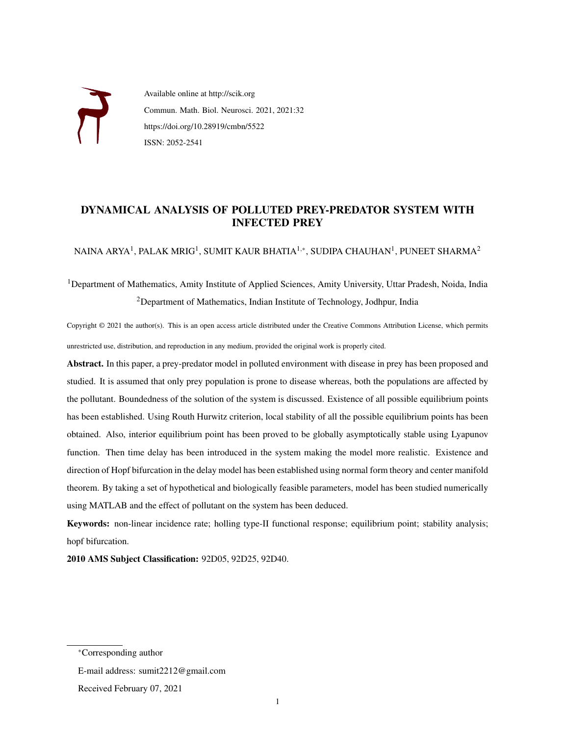Available online at http://scik.org

Commun. Math. Biol. Neurosci. 2021, 2021:32

https://doi.org/10.28919/cmbn/5522

ISSN: 2052-2541

# DYNAMICAL ANALYSIS OF POLLUTED PREY-PREDATOR SYSTEM WITH INFECTED PREY

NAINA ARYA[1], PALAK MRIG[1], SUMIT KAUR BHATIA[1,*], SUDIPA CHAUHAN[1], PUNEET SHARMA[2]

[1]Department of Mathematics, Amity Institute of Applied Sciences, Amity University, Uttar Pradesh, Noida, India

[2]Department of Mathematics, Indian Institute of Technology, Jodhpur, India

Copyright © 2021 the author(s). This is an open access article distributed under the Creative Commons Attribution License, which permits unrestricted use, distribution, and reproduction in any medium, provided the original work is properly cited.

**Abstract.** In this paper, a prey-predator model in polluted environment with disease in prey has been proposed and studied. It is assumed that only prey population is prone to disease whereas, both the populations are affected by the pollutant. Boundedness of the solution of the system is discussed. Existence of all possible equilibrium points has been established. Using Routh Hurwitz criterion, local stability of all the possible equilibrium points has been obtained. Also, interior equilibrium point has been proved to be globally asymptotically stable using Lyapunov function. Then time delay has been introduced in the system making the model more realistic. Existence and direction of Hopf bifurcation in the delay model has been established using normal form theory and center manifold theorem. By taking a set of hypothetical and biologically feasible parameters, model has been studied numerically using MATLAB and the effect of pollutant on the system has been deduced.

**Keywords:** non-linear incidence rate; holling type-II functional response; equilibrium point; stability analysis; hopf bifurcation.

**2010 AMS Subject Classification:** 92D05, 92D25, 92D40.

---

*Corresponding author

E-mail address: sumit2212@gmail.com

Received February 07, 2021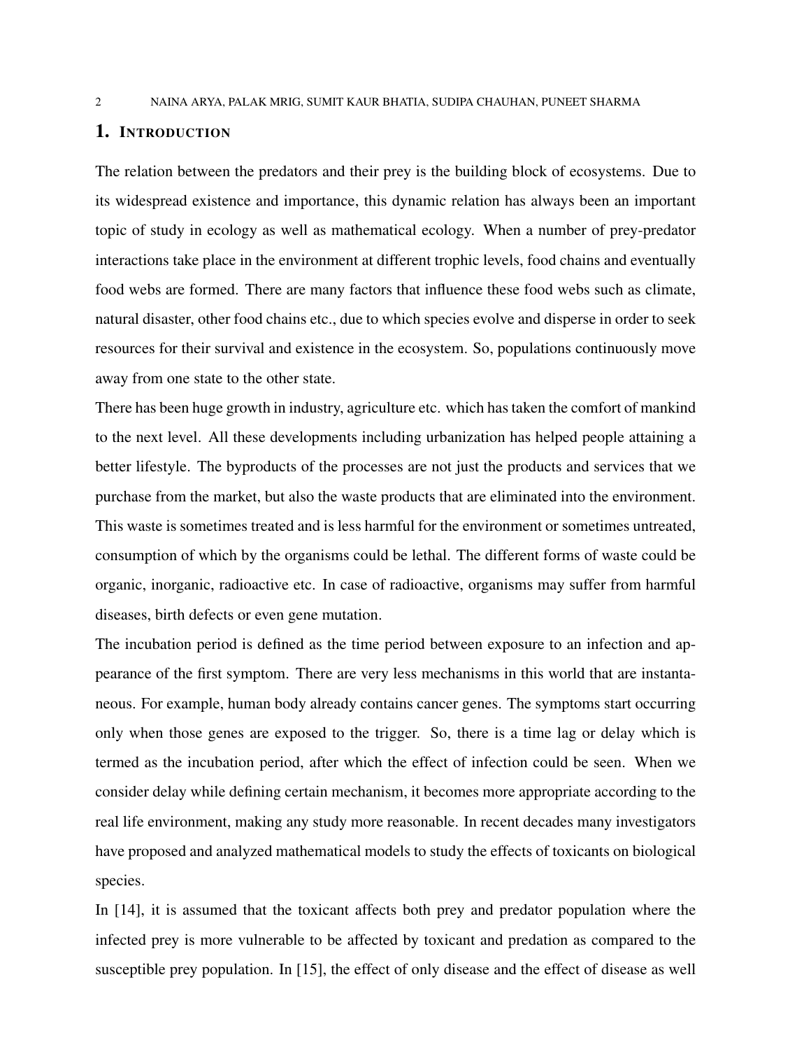# 1. Introduction

The relation between the predators and their prey is the building block of ecosystems. Due to its widespread existence and importance, this dynamic relation has always been an important topic of study in ecology as well as mathematical ecology. When a number of prey-predator interactions take place in the environment at different trophic levels, food chains and eventually food webs are formed. There are many factors that influence these food webs such as climate, natural disaster, other food chains etc., due to which species evolve and disperse in order to seek resources for their survival and existence in the ecosystem. So, populations continuously move away from one state to the other state.

There has been huge growth in industry, agriculture etc. which has taken the comfort of mankind to the next level. All these developments including urbanization has helped people attaining a better lifestyle. The byproducts of the processes are not just the products and services that we purchase from the market, but also the waste products that are eliminated into the environment. This waste is sometimes treated and is less harmful for the environment or sometimes untreated, consumption of which by the organisms could be lethal. The different forms of waste could be organic, inorganic, radioactive etc. In case of radioactive, organisms may suffer from harmful diseases, birth defects or even gene mutation.

The incubation period is defined as the time period between exposure to an infection and appearance of the first symptom. There are very less mechanisms in this world that are instantaneous. For example, human body already contains cancer genes. The symptoms start occurring only when those genes are exposed to the trigger. So, there is a time lag or delay which is termed as the incubation period, after which the effect of infection could be seen. When we consider delay while defining certain mechanism, it becomes more appropriate according to the real life environment, making any study more reasonable. In recent decades many investigators have proposed and analyzed mathematical models to study the effects of toxicants on biological species.

In [14], it is assumed that the toxicant affects both prey and predator population where the infected prey is more vulnerable to be affected by toxicant and predation as compared to the susceptible prey population. In [15], the effect of only disease and the effect of disease as well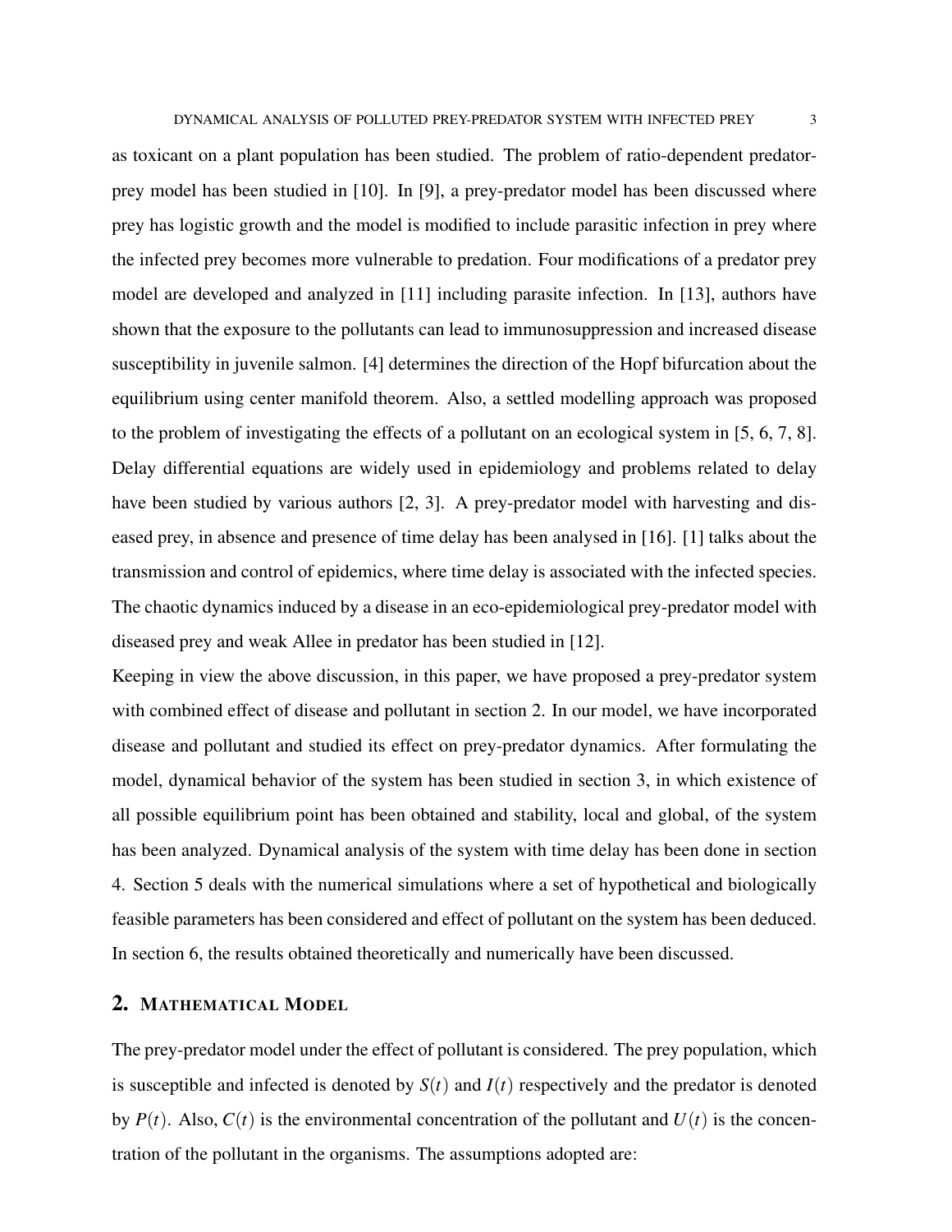as toxicant on a plant population has been studied. The problem of ratio-dependent predator-prey model has been studied in [10]. In [9], a prey-predator model has been discussed where prey has logistic growth and the model is modified to include parasitic infection in prey where the infected prey becomes more vulnerable to predation. Four modifications of a predator prey model are developed and analyzed in [11] including parasite infection. In [13], authors have shown that the exposure to the pollutants can lead to immunosuppression and increased disease susceptibility in juvenile salmon. [4] determines the direction of the Hopf bifurcation about the equilibrium using center manifold theorem. Also, a settled modelling approach was proposed to the problem of investigating the effects of a pollutant on an ecological system in [5, 6, 7, 8]. Delay differential equations are widely used in epidemiology and problems related to delay have been studied by various authors [2, 3]. A prey-predator model with harvesting and diseased prey, in absence and presence of time delay has been analysed in [16]. [1] talks about the transmission and control of epidemics, where time delay is associated with the infected species. The chaotic dynamics induced by a disease in an eco-epidemiological prey-predator model with diseased prey and weak Allee in predator has been studied in [12].

Keeping in view the above discussion, in this paper, we have proposed a prey-predator system with combined effect of disease and pollutant in section 2. In our model, we have incorporated disease and pollutant and studied its effect on prey-predator dynamics. After formulating the model, dynamical behavior of the system has been studied in section 3, in which existence of all possible equilibrium point has been obtained and stability, local and global, of the system has been analyzed. Dynamical analysis of the system with time delay has been done in section 4. Section 5 deals with the numerical simulations where a set of hypothetical and biologically feasible parameters has been considered and effect of pollutant on the system has been deduced. In section 6, the results obtained theoretically and numerically have been discussed.

## 2. Mathematical Model

The prey-predator model under the effect of pollutant is considered. The prey population, which is susceptible and infected is denoted by $S(t)$ and $I(t)$ respectively and the predator is denoted by $P(t)$. Also, $C(t)$ is the environmental concentration of the pollutant and $U(t)$ is the concentration of the pollutant in the organisms. The assumptions adopted are: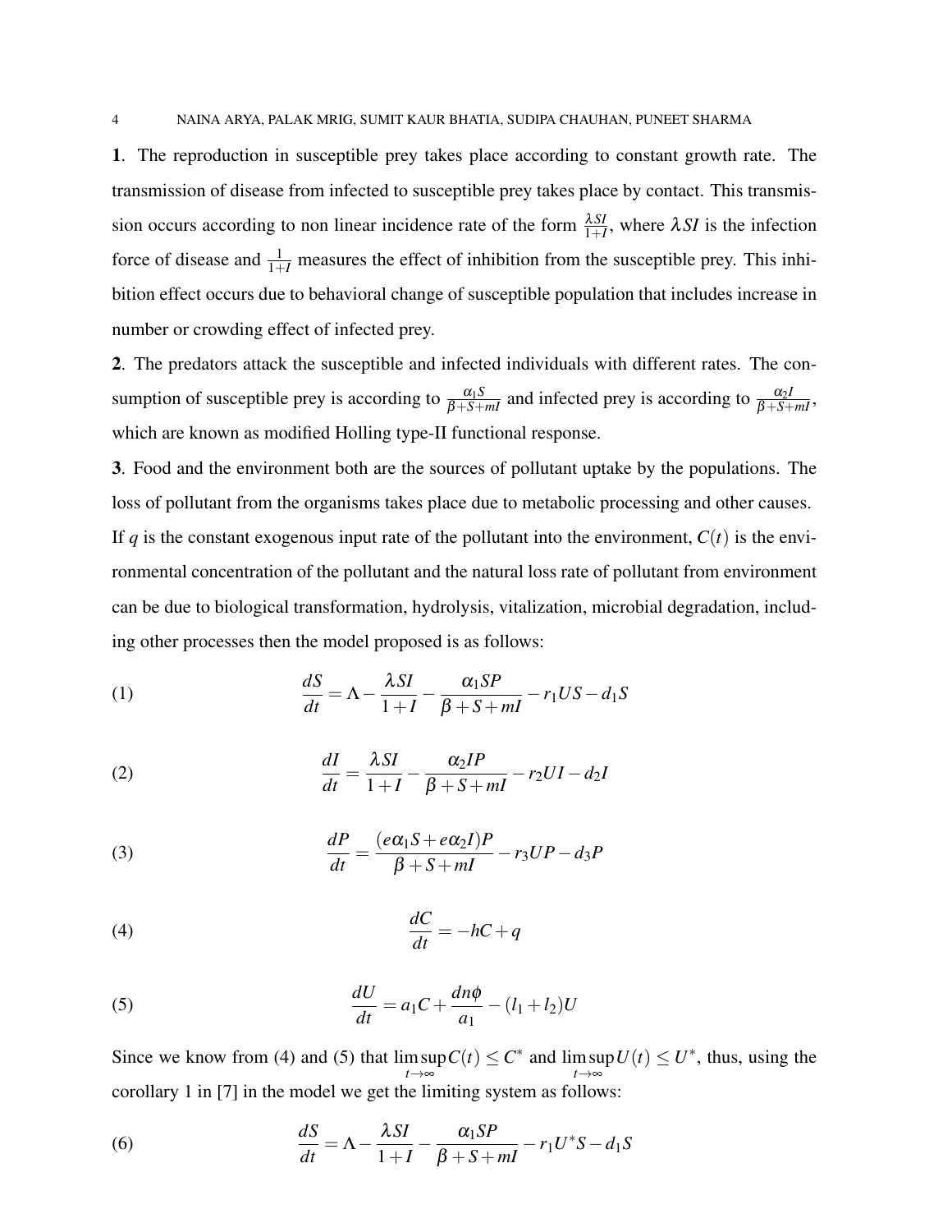**1**. The reproduction in susceptible prey takes place according to constant growth rate. The transmission of disease from infected to susceptible prey takes place by contact. This transmission occurs according to non linear incidence rate of the form $\frac{\lambda SI}{1+I}$, where $\lambda SI$ is the infection force of disease and $\frac{1}{1+I}$ measures the effect of inhibition from the susceptible prey. This inhibition effect occurs due to behavioral change of susceptible population that includes increase in number or crowding effect of infected prey.

**2**. The predators attack the susceptible and infected individuals with different rates. The consumption of susceptible prey is according to $\frac{\alpha_1 S}{\beta+S+mI}$ and infected prey is according to $\frac{\alpha_2 I}{\beta+S+mI}$, which are known as modified Holling type-II functional response.

**3**. Food and the environment both are the sources of pollutant uptake by the populations. The loss of pollutant from the organisms takes place due to metabolic processing and other causes. If $q$ is the constant exogenous input rate of the pollutant into the environment, $C(t)$ is the environmental concentration of the pollutant and the natural loss rate of pollutant from environment can be due to biological transformation, hydrolysis, vitalization, microbial degradation, including other processes then the model proposed is as follows:

$$\frac{dS}{dt} = \Lambda - \frac{\lambda SI}{1+I} - \frac{\alpha_1 SP}{\beta+S+mI} - r_1 US - d_1 S \tag{1}$$

$$\frac{dI}{dt} = \frac{\lambda SI}{1+I} - \frac{\alpha_2 IP}{\beta+S+mI} - r_2 UI - d_2 I \tag{2}$$

$$\frac{dP}{dt} = \frac{(e\alpha_1 S + e\alpha_2 I)P}{\beta+S+mI} - r_3 UP - d_3 P \tag{3}$$

$$\frac{dC}{dt} = -hC + q \tag{4}$$

$$\frac{dU}{dt} = a_1 C + \frac{dn\phi}{a_1} - (l_1 + l_2)U \tag{5}$$

Since we know from (4) and (5) that $\limsup_{t\to\infty} C(t) \leq C^*$ and $\limsup_{t\to\infty} U(t) \leq U^*$, thus, using the corollary 1 in [7] in the model we get the limiting system as follows:

$$\frac{dS}{dt} = \Lambda - \frac{\lambda SI}{1+I} - \frac{\alpha_1 SP}{\beta+S+mI} - r_1 U^* S - d_1 S \tag{6}$$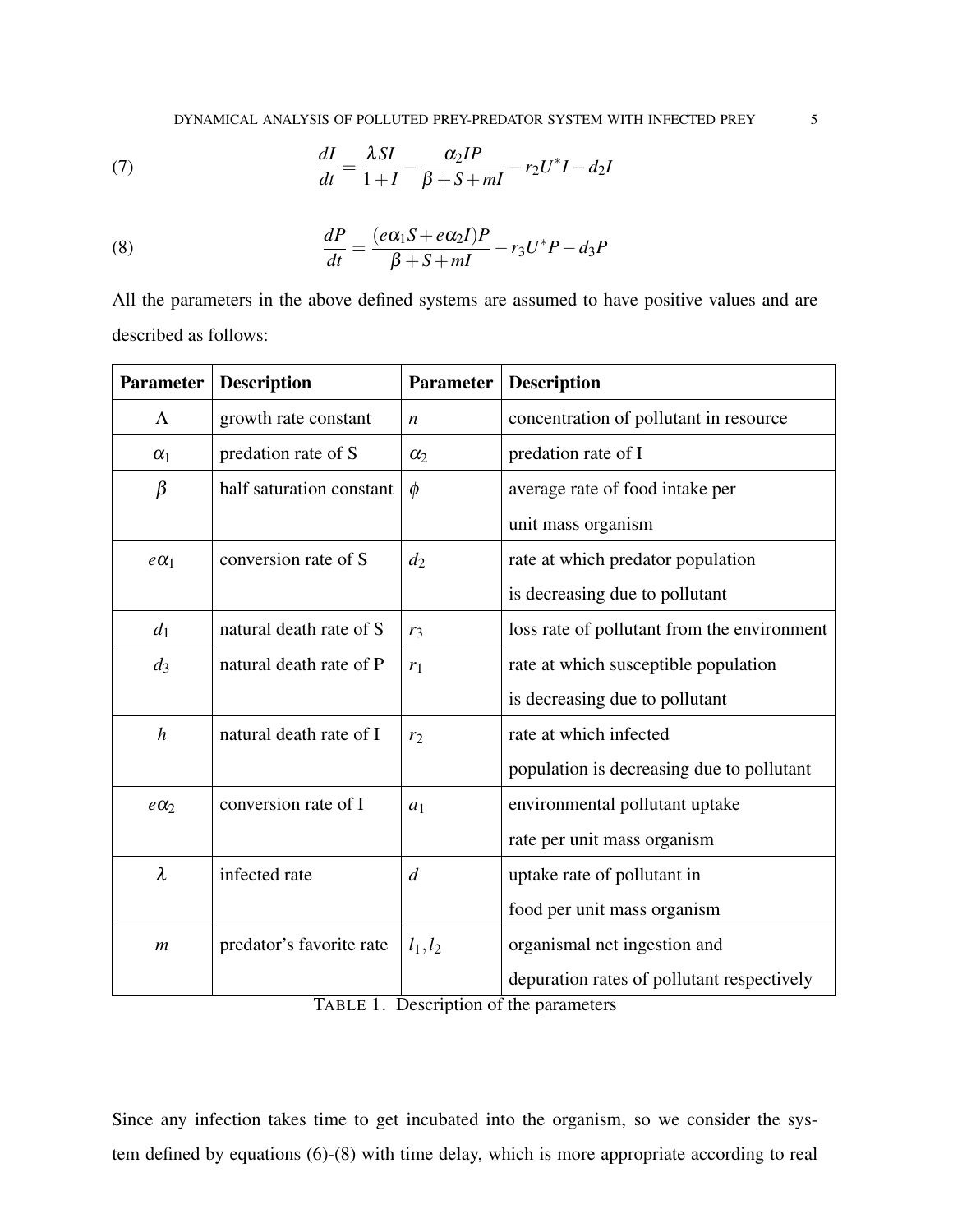$$\frac{dI}{dt} = \frac{\lambda SI}{1+I} - \frac{\alpha_2 IP}{\beta + S + mI} - r_2 U^* I - d_2 I \tag{7}$$

$$\frac{dP}{dt} = \frac{(e\alpha_1 S + e\alpha_2 I)P}{\beta + S + mI} - r_3 U^* P - d_3 P \tag{8}$$

All the parameters in the above defined systems are assumed to have positive values and are described as follows:

| Parameter | Description | Parameter | Description |
|---|---|---|---|
| $\Lambda$ | growth rate constant | $n$ | concentration of pollutant in resource |
| $\alpha_1$ | predation rate of S | $\alpha_2$ | predation rate of I |
| $\beta$ | half saturation constant | $\phi$ | average rate of food intake per unit mass organism |
| $e\alpha_1$ | conversion rate of S | $d_2$ | rate at which predator population is decreasing due to pollutant |
| $d_1$ | natural death rate of S | $r_3$ | loss rate of pollutant from the environment |
| $d_3$ | natural death rate of P | $r_1$ | rate at which susceptible population is decreasing due to pollutant |
| $h$ | natural death rate of I | $r_2$ | rate at which infected population is decreasing due to pollutant |
| $e\alpha_2$ | conversion rate of I | $a_1$ | environmental pollutant uptake rate per unit mass organism |
| $\lambda$ | infected rate | $d$ | uptake rate of pollutant in food per unit mass organism |
| $m$ | predator's favorite rate | $l_1, l_2$ | organismal net ingestion and depuration rates of pollutant respectively |

TABLE 1. Description of the parameters

Since any infection takes time to get incubated into the organism, so we consider the system defined by equations (6)-(8) with time delay, which is more appropriate according to real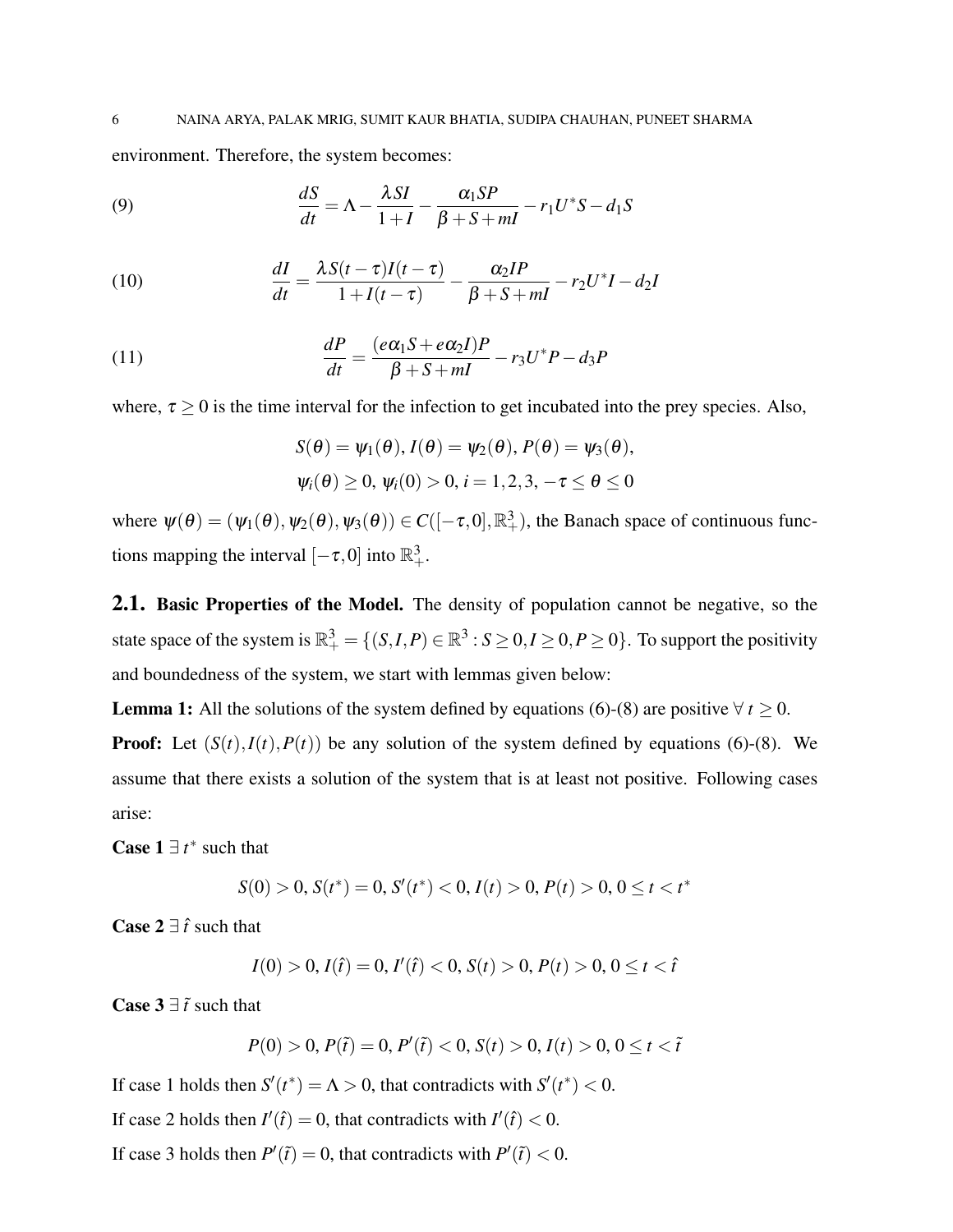environment. Therefore, the system becomes:

$$\frac{dS}{dt} = \Lambda - \frac{\lambda SI}{1+I} - \frac{\alpha_1 SP}{\beta + S + mI} - r_1 U^* S - d_1 S \tag{9}$$

$$\frac{dI}{dt} = \frac{\lambda S(t-\tau)I(t-\tau)}{1+I(t-\tau)} - \frac{\alpha_2 IP}{\beta + S + mI} - r_2 U^* I - d_2 I \tag{10}$$

$$\frac{dP}{dt} = \frac{(e\alpha_1 S + e\alpha_2 I)P}{\beta + S + mI} - r_3 U^* P - d_3 P \tag{11}$$

where, $\tau \geq 0$ is the time interval for the infection to get incubated into the prey species. Also,

$$S(\theta) = \psi_1(\theta), I(\theta) = \psi_2(\theta), P(\theta) = \psi_3(\theta),$$
$$\psi_i(\theta) \geq 0,\ \psi_i(0) > 0,\ i = 1,2,3,\ -\tau \leq \theta \leq 0$$

where $\psi(\theta) = (\psi_1(\theta), \psi_2(\theta), \psi_3(\theta)) \in C([-\tau, 0], \mathbb{R}^3_+)$, the Banach space of continuous functions mapping the interval $[-\tau, 0]$ into $\mathbb{R}^3_+$.

## 2.1. Basic Properties of the Model.

The density of population cannot be negative, so the state space of the system is $\mathbb{R}^3_+ = \{(S,I,P) \in \mathbb{R}^3 : S \geq 0, I \geq 0, P \geq 0\}$. To support the positivity and boundedness of the system, we start with lemmas given below:

**Lemma 1:** All the solutions of the system defined by equations (6)-(8) are positive $\forall\, t \geq 0$.

**Proof:** Let $(S(t), I(t), P(t))$ be any solution of the system defined by equations (6)-(8). We assume that there exists a solution of the system that is at least not positive. Following cases arise:

**Case 1** $\exists\, t^*$ such that

$$S(0) > 0,\ S(t^*) = 0,\ S'(t^*) < 0,\ I(t) > 0,\ P(t) > 0,\ 0 \leq t < t^*$$

**Case 2** $\exists\, \hat{t}$ such that

$$I(0) > 0,\ I(\hat{t}) = 0,\ I'(\hat{t}) < 0,\ S(t) > 0,\ P(t) > 0,\ 0 \leq t < \hat{t}$$

**Case 3** $\exists\, \tilde{t}$ such that

$$P(0) > 0,\ P(\tilde{t}) = 0,\ P'(\tilde{t}) < 0,\ S(t) > 0,\ I(t) > 0,\ 0 \leq t < \tilde{t}$$

If case 1 holds then $S'(t^*) = \Lambda > 0$, that contradicts with $S'(t^*) < 0$.

If case 2 holds then $I'(\hat{t}) = 0$, that contradicts with $I'(\hat{t}) < 0$.

If case 3 holds then $P'(\tilde{t}) = 0$, that contradicts with $P'(\tilde{t}) < 0$.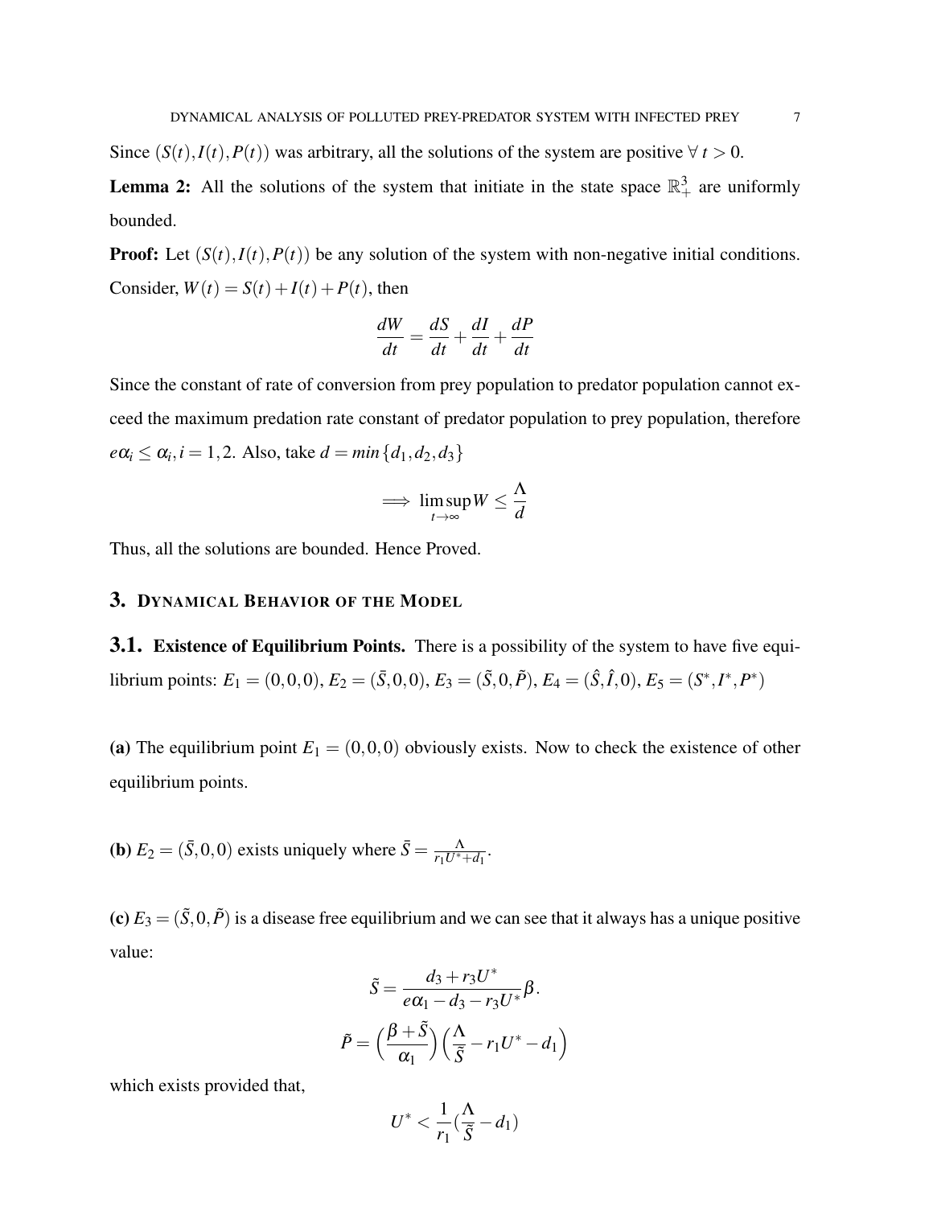Since $(S(t), I(t), P(t))$ was arbitrary, all the solutions of the system are positive $\forall\ t > 0$.

**Lemma 2:** All the solutions of the system that initiate in the state space $\mathbb{R}^3_+$ are uniformly bounded.

**Proof:** Let $(S(t), I(t), P(t))$ be any solution of the system with non-negative initial conditions. Consider, $W(t) = S(t) + I(t) + P(t)$, then

$$\frac{dW}{dt} = \frac{dS}{dt} + \frac{dI}{dt} + \frac{dP}{dt}$$

Since the constant of rate of conversion from prey population to predator population cannot exceed the maximum predation rate constant of predator population to prey population, therefore $e\alpha_i \leq \alpha_i, i = 1,2$. Also, take $d = min\{d_1, d_2, d_3\}$

$$\implies \limsup_{t \to \infty} W \leq \frac{\Lambda}{d}$$

Thus, all the solutions are bounded. Hence Proved.

## 3. Dynamical Behavior of the Model

### 3.1. Existence of Equilibrium Points.

There is a possibility of the system to have five equilibrium points: $E_1 = (0,0,0)$, $E_2 = (\bar{S},0,0)$, $E_3 = (\tilde{S},0,\tilde{P})$, $E_4 = (\hat{S},\hat{I},0)$, $E_5 = (S^*, I^*, P^*)$

**(a)** The equilibrium point $E_1 = (0,0,0)$ obviously exists. Now to check the existence of other equilibrium points.

**(b)** $E_2 = (\bar{S},0,0)$ exists uniquely where $\bar{S} = \frac{\Lambda}{r_1U^* + d_1}$.

**(c)** $E_3 = (\tilde{S},0,\tilde{P})$ is a disease free equilibrium and we can see that it always has a unique positive value:

$$\tilde{S} = \frac{d_3 + r_3U^*}{e\alpha_1 - d_3 - r_3U^*}\beta.$$

$$\tilde{P} = \Big(\frac{\beta + \tilde{S}}{\alpha_1}\Big)\Big(\frac{\Lambda}{\tilde{S}} - r_1U^* - d_1\Big)$$

which exists provided that,

$$U^* < \frac{1}{r_1}\Big(\frac{\Lambda}{\tilde{S}} - d_1\Big)$$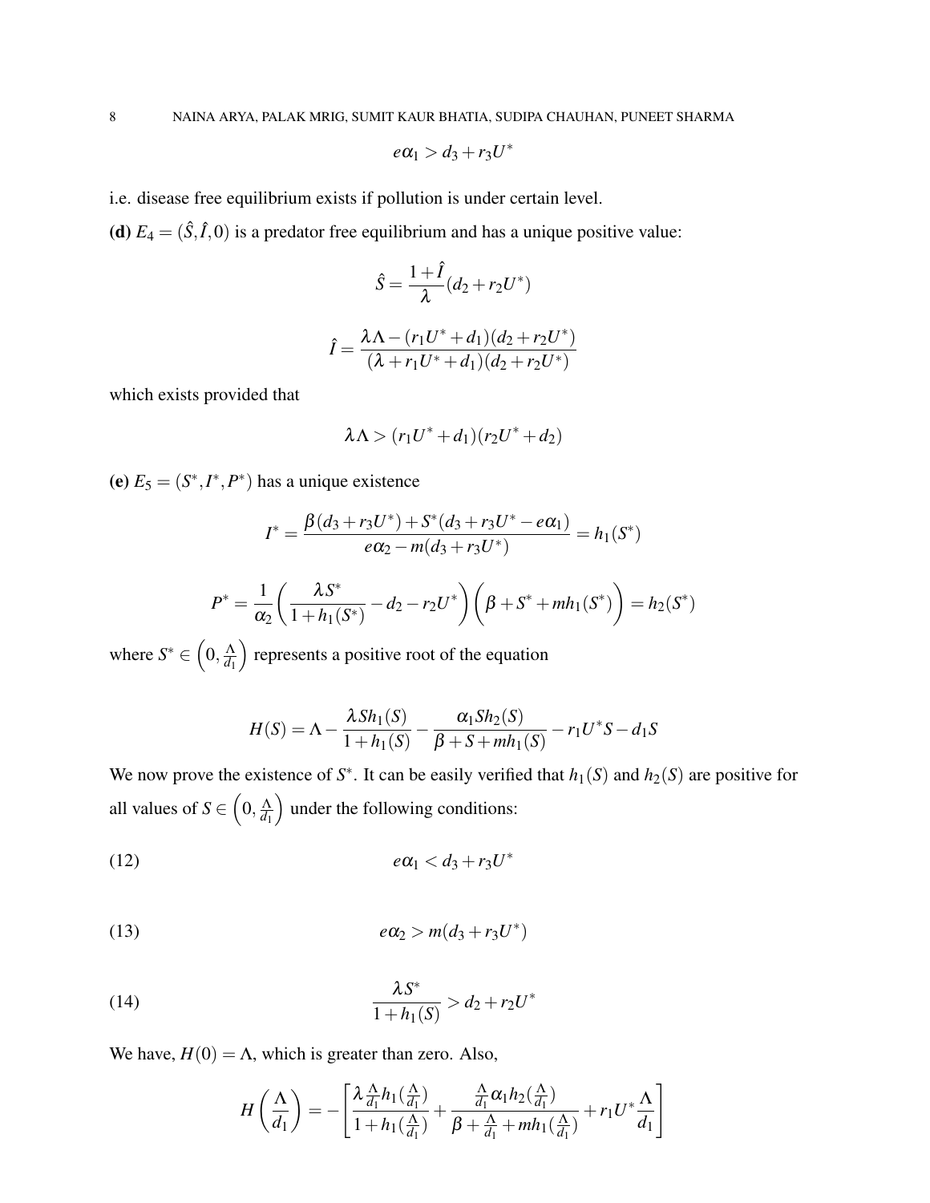$$e\alpha_1 > d_3 + r_3 U^*$$

i.e. disease free equilibrium exists if pollution is under certain level.

**(d)** $E_4 = (\hat{S}, \hat{I}, 0)$ is a predator free equilibrium and has a unique positive value:

$$\hat{S} = \frac{1+\hat{I}}{\lambda}(d_2 + r_2 U^*)$$

$$\hat{I} = \frac{\lambda\Lambda - (r_1 U^* + d_1)(d_2 + r_2 U^*)}{(\lambda + r_1 U^* + d_1)(d_2 + r_2 U^*)}$$

which exists provided that

$$\lambda\Lambda > (r_1 U^* + d_1)(r_2 U^* + d_2)$$

**(e)** $E_5 = (S^*, I^*, P^*)$ has a unique existence

$$I^* = \frac{\beta(d_3 + r_3 U^*) + S^*(d_3 + r_3 U^* - e\alpha_1)}{e\alpha_2 - m(d_3 + r_3 U^*)} = h_1(S^*)$$

$$P^* = \frac{1}{\alpha_2}\left(\frac{\lambda S^*}{1+h_1(S^*)} - d_2 - r_2 U^*\right)\left(\beta + S^* + m h_1(S^*)\right) = h_2(S^*)$$

where $S^* \in \left(0, \frac{\Lambda}{d_1}\right)$ represents a positive root of the equation

$$H(S) = \Lambda - \frac{\lambda S h_1(S)}{1+h_1(S)} - \frac{\alpha_1 S h_2(S)}{\beta + S + m h_1(S)} - r_1 U^* S - d_1 S$$

We now prove the existence of $S^*$. It can be easily verified that $h_1(S)$ and $h_2(S)$ are positive for all values of $S \in \left(0, \frac{\Lambda}{d_1}\right)$ under the following conditions:

$$e\alpha_1 < d_3 + r_3 U^* \tag{12}$$

$$e\alpha_2 > m(d_3 + r_3 U^*) \tag{13}$$

$$\frac{\lambda S^*}{1+h_1(S)} > d_2 + r_2 U^* \tag{14}$$

We have, $H(0) = \Lambda$, which is greater than zero. Also,

$$H\left(\frac{\Lambda}{d_1}\right) = -\left[\frac{\lambda \frac{\Lambda}{d_1} h_1(\frac{\Lambda}{d_1})}{1+h_1(\frac{\Lambda}{d_1})} + \frac{\frac{\Lambda}{d_1}\alpha_1 h_2(\frac{\Lambda}{d_1})}{\beta + \frac{\Lambda}{d_1} + m h_1(\frac{\Lambda}{d_1})} + r_1 U^* \frac{\Lambda}{d_1}\right]$$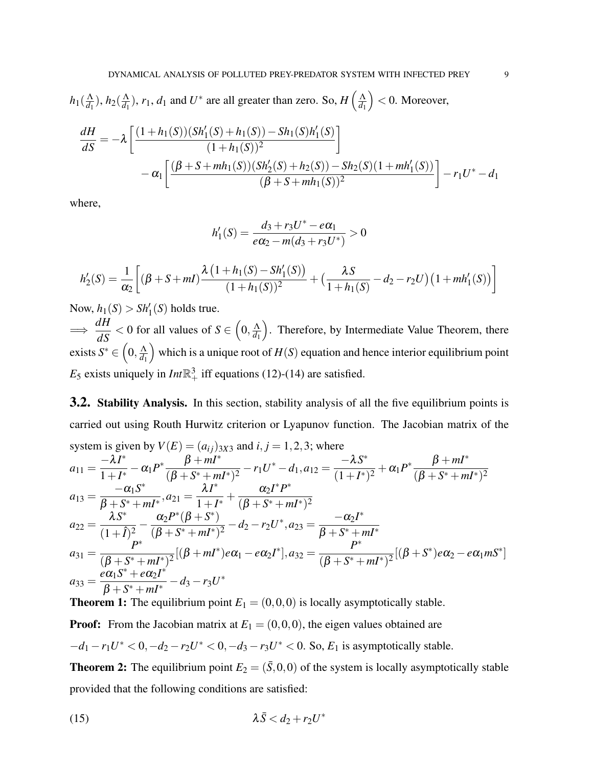$h_1(\frac{\Lambda}{d_1})$, $h_2(\frac{\Lambda}{d_1})$, $r_1$, $d_1$ and $U^*$ are all greater than zero. So, $H\left(\frac{\Lambda}{d_1}\right) < 0$. Moreover,

$$\frac{dH}{dS} = -\lambda\left[\frac{(1+h_1(S))(Sh_1'(S)+h_1(S)) - Sh_1(S)h_1'(S)}{(1+h_1(S))^2}\right] - \alpha_1\left[\frac{(\beta+S+mh_1(S))(Sh_2'(S)+h_2(S)) - Sh_2(S)(1+mh_1'(S))}{(\beta+S+mh_1(S))^2}\right] - r_1U^* - d_1$$

where,

$$h_1'(S) = \frac{d_3 + r_3U^* - e\alpha_1}{e\alpha_2 - m(d_3 + r_3U^*)} > 0$$

$$h_2'(S) = \frac{1}{\alpha_2}\left[(\beta+S+mI)\frac{\lambda\left(1+h_1(S) - Sh_1'(S)\right)}{(1+h_1(S))^2} + \left(\frac{\lambda S}{1+h_1(S)} - d_2 - r_2U\right)\left(1+mh_1'(S)\right)\right]$$

Now, $h_1(S) > Sh_1'(S)$ holds true.

$\implies \dfrac{dH}{dS} < 0$ for all values of $S \in \left(0, \frac{\Lambda}{d_1}\right)$. Therefore, by Intermediate Value Theorem, there exists $S^* \in \left(0, \frac{\Lambda}{d_1}\right)$ which is a unique root of $H(S)$ equation and hence interior equilibrium point $E_5$ exists uniquely in $Int\mathbb{R}^3_+$ iff equations (12)-(14) are satisfied.

## 3.2. Stability Analysis.

In this section, stability analysis of all the five equilibrium points is carried out using Routh Hurwitz criterion or Lyapunov function. The Jacobian matrix of the system is given by $V(E) = (a_{ij})_{3X3}$ and $i, j = 1,2,3$; where

$a_{11} = \dfrac{-\lambda I^*}{1+I^*} - \alpha_1 P^* \dfrac{\beta + mI^*}{(\beta+S^*+mI^*)^2} - r_1U^* - d_1, a_{12} = \dfrac{-\lambda S^*}{(1+I^*)^2} + \alpha_1 P^* \dfrac{\beta+mI^*}{(\beta+S^*+mI^*)^2}$

$a_{13} = \dfrac{-\alpha_1 S^*}{\beta+S^*+mI^*}, a_{21} = \dfrac{\lambda I^*}{1+I^*} + \dfrac{\alpha_2 I^* P^*}{(\beta+S^*+mI^*)^2}$

$a_{22} = \dfrac{\lambda S^*}{(1+\hat{I})^2} - \dfrac{\alpha_2 P^*(\beta+S^*)}{(\beta+S^*+mI^*)^2} - d_2 - r_2U^*, a_{23} = \dfrac{-\alpha_2 I^*}{\beta+S^*+mI^*}$

$a_{31} = \dfrac{P^*}{(\beta+S^*+mI^*)^2}[(\beta+mI^*)e\alpha_1 - e\alpha_2 I^*], a_{32} = \dfrac{P^*}{(\beta+S^*+mI^*)^2}[(\beta+S^*)e\alpha_2 - e\alpha_1 mS^*]$

$a_{33} = \dfrac{e\alpha_1 S^* + e\alpha_2 I^*}{\beta+S^*+mI^*} - d_3 - r_3U^*$

**Theorem 1:** The equilibrium point $E_1 = (0,0,0)$ is locally asymptotically stable.

**Proof:** From the Jacobian matrix at $E_1 = (0,0,0)$, the eigen values obtained are $-d_1 - r_1U^* < 0, -d_2 - r_2U^* < 0, -d_3 - r_3U^* < 0$. So, $E_1$ is asymptotically stable.

**Theorem 2:** The equilibrium point $E_2 = (\bar{S},0,0)$ of the system is locally asymptotically stable provided that the following conditions are satisfied:

$$\lambda\bar{S} < d_2 + r_2U^* \tag{15}$$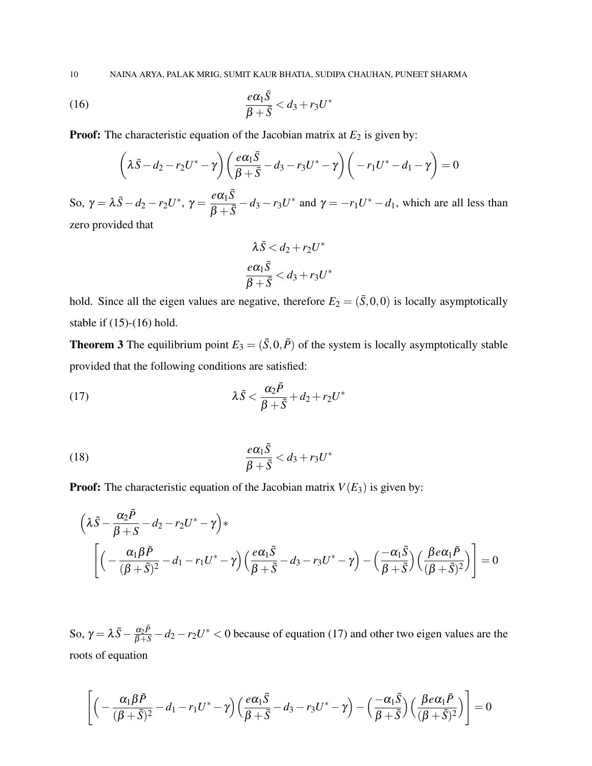$$\frac{e\alpha_1 \bar{S}}{\beta + \bar{S}} < d_3 + r_3 U^* \tag{16}$$

**Proof:** The characteristic equation of the Jacobian matrix at $E_2$ is given by:

$$\left(\lambda \bar{S} - d_2 - r_2 U^* - \gamma\right)\left(\frac{e\alpha_1 \bar{S}}{\beta + \bar{S}} - d_3 - r_3 U^* - \gamma\right)\left(-r_1 U^* - d_1 - \gamma\right) = 0$$

So, $\gamma = \lambda \bar{S} - d_2 - r_2 U^*$, $\gamma = \dfrac{e\alpha_1 \bar{S}}{\beta + \bar{S}} - d_3 - r_3 U^*$ and $\gamma = -r_1 U^* - d_1$, which are all less than zero provided that

$$\lambda \bar{S} < d_2 + r_2 U^*$$

$$\frac{e\alpha_1 \bar{S}}{\beta + \bar{S}} < d_3 + r_3 U^*$$

hold. Since all the eigen values are negative, therefore $E_2 = (\bar{S}, 0, 0)$ is locally asymptotically stable if (15)-(16) hold.

**Theorem 3** The equilibrium point $E_3 = (\tilde{S}, 0, \tilde{P})$ of the system is locally asymptotically stable provided that the following conditions are satisfied:

$$\lambda \tilde{S} < \frac{\alpha_2 \tilde{P}}{\beta + \tilde{S}} + d_2 + r_2 U^* \tag{17}$$

$$\frac{e\alpha_1 \tilde{S}}{\beta + \tilde{S}} < d_3 + r_3 U^* \tag{18}$$

**Proof:** The characteristic equation of the Jacobian matrix $V(E_3)$ is given by:

$$\Big(\lambda \tilde{S} - \frac{\alpha_2 \tilde{P}}{\beta + S} - d_2 - r_2 U^* - \gamma\Big) *$$
$$\left[\Big(-\frac{\alpha_1 \beta \tilde{P}}{(\beta + \tilde{S})^2} - d_1 - r_1 U^* - \gamma\Big)\Big(\frac{e\alpha_1 \tilde{S}}{\beta + \tilde{S}} - d_3 - r_3 U^* - \gamma\Big) - \Big(\frac{-\alpha_1 \tilde{S}}{\beta + \tilde{S}}\Big)\Big(\frac{\beta e \alpha_1 \tilde{P}}{(\beta + \tilde{S})^2}\Big)\right] = 0$$

So, $\gamma = \lambda \tilde{S} - \frac{\alpha_2 \tilde{P}}{\beta + S} - d_2 - r_2 U^* < 0$ because of equation (17) and other two eigen values are the roots of equation

$$\left[\Big(-\frac{\alpha_1 \beta \tilde{P}}{(\beta + \tilde{S})^2} - d_1 - r_1 U^* - \gamma\Big)\Big(\frac{e\alpha_1 \tilde{S}}{\beta + \tilde{S}} - d_3 - r_3 U^* - \gamma\Big) - \Big(\frac{-\alpha_1 \tilde{S}}{\beta + \tilde{S}}\Big)\Big(\frac{\beta e \alpha_1 \tilde{P}}{(\beta + \tilde{S})^2}\Big)\right] = 0$$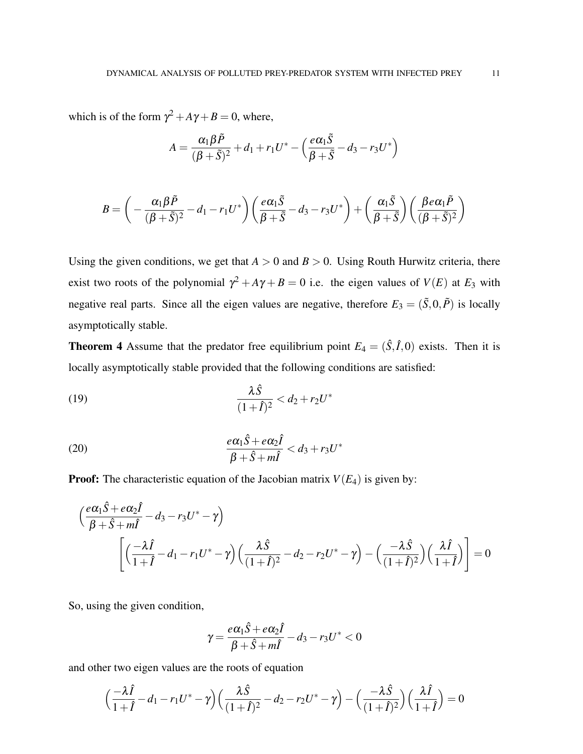which is of the form $\gamma^2 + A\gamma + B = 0$, where,

$$A = \frac{\alpha_1 \beta \tilde{P}}{(\beta + \tilde{S})^2} + d_1 + r_1 U^* - \Big(\frac{e\alpha_1 \tilde{S}}{\beta + \tilde{S}} - d_3 - r_3 U^*\Big)$$

$$B = \Big(-\frac{\alpha_1 \beta \tilde{P}}{(\beta + \tilde{S})^2} - d_1 - r_1 U^*\Big)\Big(\frac{e\alpha_1 \tilde{S}}{\beta + \tilde{S}} - d_3 - r_3 U^*\Big) + \Big(\frac{\alpha_1 \tilde{S}}{\beta + \tilde{S}}\Big)\Big(\frac{\beta e \alpha_1 \tilde{P}}{(\beta + \tilde{S})^2}\Big)$$

Using the given conditions, we get that $A > 0$ and $B > 0$. Using Routh Hurwitz criteria, there exist two roots of the polynomial $\gamma^2 + A\gamma + B = 0$ i.e. the eigen values of $V(E)$ at $E_3$ with negative real parts. Since all the eigen values are negative, therefore $E_3 = (\tilde{S}, 0, \tilde{P})$ is locally asymptotically stable.

**Theorem 4** Assume that the predator free equilibrium point $E_4 = (\hat{S}, \hat{I}, 0)$ exists. Then it is locally asymptotically stable provided that the following conditions are satisfied:

$$\frac{\lambda \hat{S}}{(1+\hat{I})^2} < d_2 + r_2 U^* \tag{19}$$

$$\frac{e\alpha_1 \hat{S} + e\alpha_2 \hat{I}}{\beta + \hat{S} + m\hat{I}} < d_3 + r_3 U^* \tag{20}$$

**Proof:** The characteristic equation of the Jacobian matrix $V(E_4)$ is given by:

$$\Big(\frac{e\alpha_1 \hat{S} + e\alpha_2 \hat{I}}{\beta + \hat{S} + m\hat{I}} - d_3 - r_3 U^* - \gamma\Big)$$
$$\left[\Big(\frac{-\lambda \hat{I}}{1+\hat{I}} - d_1 - r_1 U^* - \gamma\Big)\Big(\frac{\lambda \hat{S}}{(1+\hat{I})^2} - d_2 - r_2 U^* - \gamma\Big) - \Big(\frac{-\lambda \hat{S}}{(1+\hat{I})^2}\Big)\Big(\frac{\lambda \hat{I}}{1+\hat{I}}\Big)\right] = 0$$

So, using the given condition,

$$\gamma = \frac{e\alpha_1 \hat{S} + e\alpha_2 \hat{I}}{\beta + \hat{S} + m\hat{I}} - d_3 - r_3 U^* < 0$$

and other two eigen values are the roots of equation

$$\Big(\frac{-\lambda \hat{I}}{1+\hat{I}} - d_1 - r_1 U^* - \gamma\Big)\Big(\frac{\lambda \hat{S}}{(1+\hat{I})^2} - d_2 - r_2 U^* - \gamma\Big) - \Big(\frac{-\lambda \hat{S}}{(1+\hat{I})^2}\Big)\Big(\frac{\lambda \hat{I}}{1+\hat{I}}\Big) = 0$$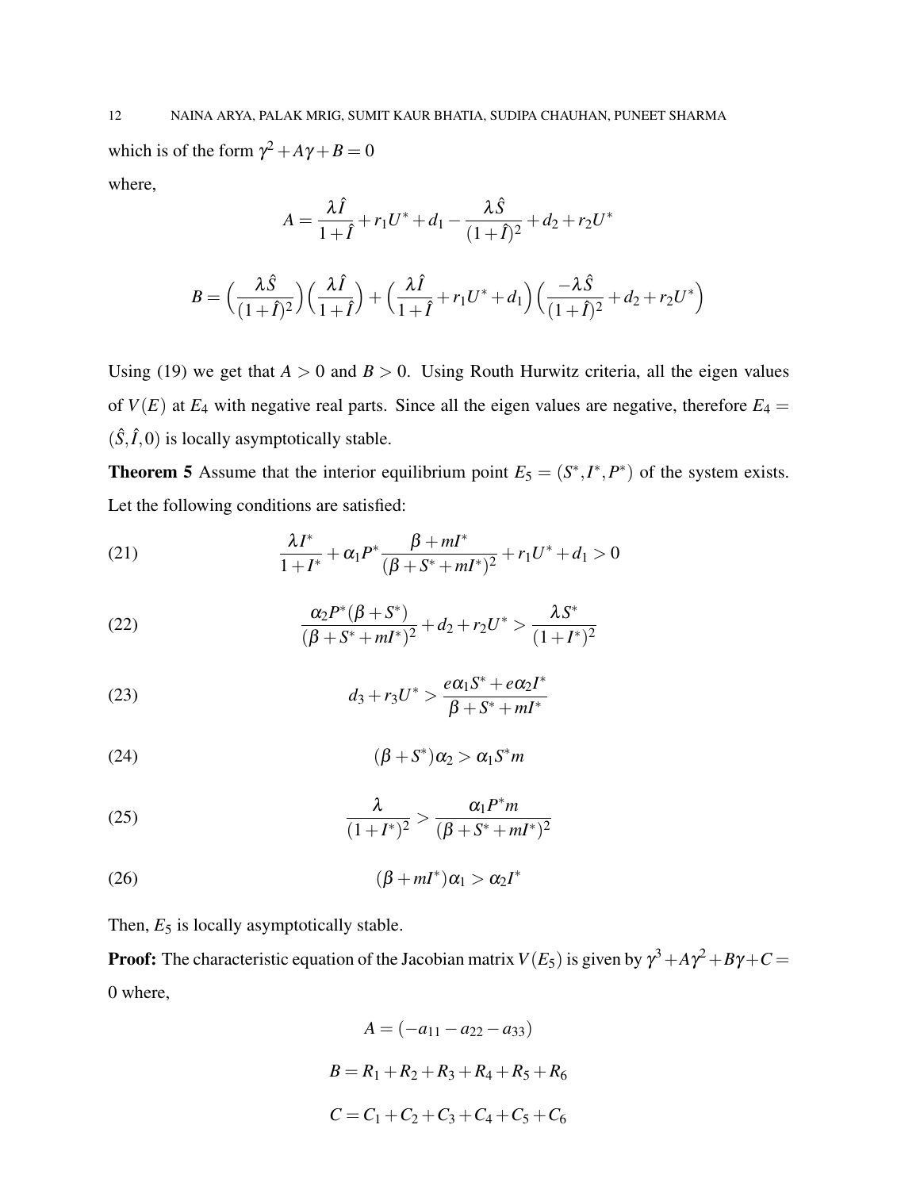which is of the form $\gamma^2 + A\gamma + B = 0$

where,

$$A = \frac{\lambda \hat{I}}{1+\hat{I}} + r_1 U^* + d_1 - \frac{\lambda \hat{S}}{(1+\hat{I})^2} + d_2 + r_2 U^*$$

$$B = \Big(\frac{\lambda \hat{S}}{(1+\hat{I})^2}\Big)\Big(\frac{\lambda \hat{I}}{1+\hat{I}}\Big) + \Big(\frac{\lambda \hat{I}}{1+\hat{I}} + r_1 U^* + d_1\Big)\Big(\frac{-\lambda \hat{S}}{(1+\hat{I})^2} + d_2 + r_2 U^*\Big)$$

Using (19) we get that $A > 0$ and $B > 0$. Using Routh Hurwitz criteria, all the eigen values of $V(E)$ at $E_4$ with negative real parts. Since all the eigen values are negative, therefore $E_4 = (\hat{S}, \hat{I}, 0)$ is locally asymptotically stable.

**Theorem 5** Assume that the interior equilibrium point $E_5 = (S^*, I^*, P^*)$ of the system exists. Let the following conditions are satisfied:

$$\frac{\lambda I^*}{1+I^*} + \alpha_1 P^* \frac{\beta + mI^*}{(\beta + S^* + mI^*)^2} + r_1 U^* + d_1 > 0 \tag{21}$$

$$\frac{\alpha_2 P^* (\beta + S^*)}{(\beta + S^* + mI^*)^2} + d_2 + r_2 U^* > \frac{\lambda S^*}{(1+I^*)^2} \tag{22}$$

$$d_3 + r_3 U^* > \frac{e\alpha_1 S^* + e\alpha_2 I^*}{\beta + S^* + mI^*} \tag{23}$$

$$(\beta + S^*)\alpha_2 > \alpha_1 S^* m \tag{24}$$

$$\frac{\lambda}{(1+I^*)^2} > \frac{\alpha_1 P^* m}{(\beta + S^* + mI^*)^2} \tag{25}$$

$$(\beta + mI^*)\alpha_1 > \alpha_2 I^* \tag{26}$$

Then, $E_5$ is locally asymptotically stable.

**Proof:** The characteristic equation of the Jacobian matrix $V(E_5)$ is given by $\gamma^3 + A\gamma^2 + B\gamma + C = 0$ where,

$$A = (-a_{11} - a_{22} - a_{33})$$

$$B = R_1 + R_2 + R_3 + R_4 + R_5 + R_6$$

$$C = C_1 + C_2 + C_3 + C_4 + C_5 + C_6$$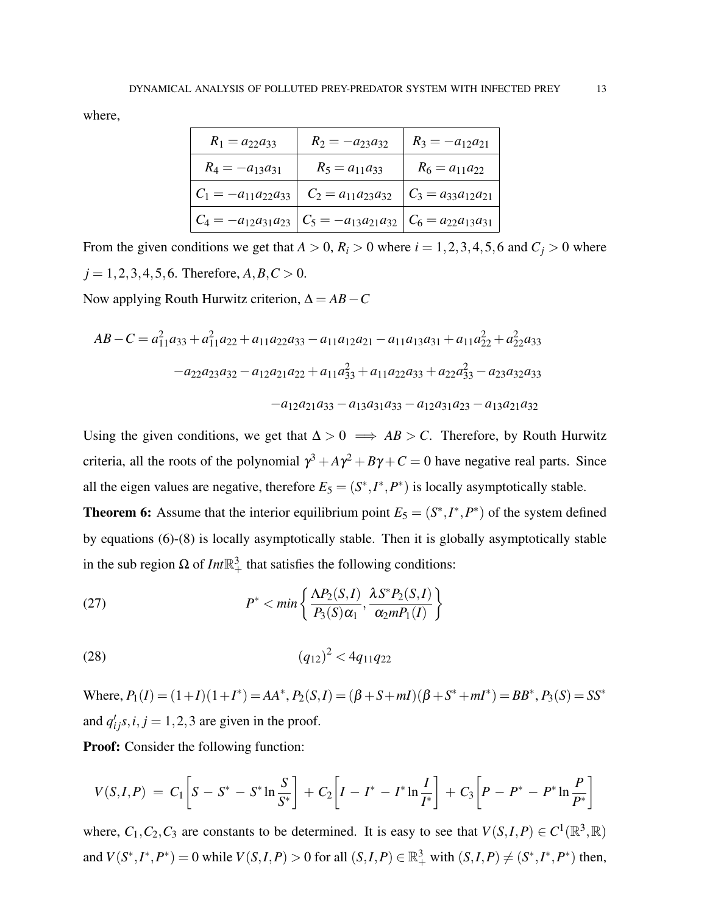where,

| | | |
|---|---|---|
| $R_1 = a_{22}a_{33}$ | $R_2 = -a_{23}a_{32}$ | $R_3 = -a_{12}a_{21}$ |
| $R_4 = -a_{13}a_{31}$ | $R_5 = a_{11}a_{33}$ | $R_6 = a_{11}a_{22}$ |
| $C_1 = -a_{11}a_{22}a_{33}$ | $C_2 = a_{11}a_{23}a_{32}$ | $C_3 = a_{33}a_{12}a_{21}$ |
| $C_4 = -a_{12}a_{31}a_{23}$ | $C_5 = -a_{13}a_{21}a_{32}$ | $C_6 = a_{22}a_{13}a_{31}$ |

From the given conditions we get that $A > 0$, $R_i > 0$ where $i = 1,2,3,4,5,6$ and $C_j > 0$ where $j = 1,2,3,4,5,6$. Therefore, $A, B, C > 0$.

Now applying Routh Hurwitz criterion, $\Delta = AB - C$

$$
\begin{aligned}
AB - C = a_{11}^2 a_{33} + a_{11}^2 a_{22} + a_{11}a_{22}a_{33} - a_{11}a_{12}a_{21} - a_{11}a_{13}a_{31} + a_{11}a_{22}^2 + a_{22}^2 a_{33} \\
- a_{22}a_{23}a_{32} - a_{12}a_{21}a_{22} + a_{11}a_{33}^2 + a_{11}a_{22}a_{33} + a_{22}a_{33}^2 - a_{23}a_{32}a_{33} \\
- a_{12}a_{21}a_{33} - a_{13}a_{31}a_{33} - a_{12}a_{31}a_{23} - a_{13}a_{21}a_{32}
\end{aligned}
$$

Using the given conditions, we get that $\Delta > 0 \implies AB > C$. Therefore, by Routh Hurwitz criteria, all the roots of the polynomial $\gamma^3 + A\gamma^2 + B\gamma + C = 0$ have negative real parts. Since all the eigen values are negative, therefore $E_5 = (S^*, I^*, P^*)$ is locally asymptotically stable.

**Theorem 6:** Assume that the interior equilibrium point $E_5 = (S^*, I^*, P^*)$ of the system defined by equations (6)-(8) is locally asymptotically stable. Then it is globally asymptotically stable in the sub region $\Omega$ of $Int\mathbb{R}_+^3$ that satisfies the following conditions:

$$
P^* < min\left\{ \frac{\Lambda P_2(S,I)}{P_3(S)\alpha_1}, \frac{\lambda S^* P_2(S,I)}{\alpha_2 m P_1(I)} \right\} \tag{27}
$$

$$
(q_{12})^2 < 4q_{11}q_{22} \tag{28}
$$

Where, $P_1(I) = (1+I)(1+I^*) = AA^*$, $P_2(S,I) = (\beta + S + mI)(\beta + S^* + mI^*) = BB^*$, $P_3(S) = SS^*$ and $q_{ij}'s, i, j = 1,2,3$ are given in the proof.

**Proof:** Consider the following function:

$$
V(S,I,P) \,=\, C_1\left[S \,-\, S^* \,-\, S^* \ln\frac{S}{S^*}\right] \,+\, C_2\left[I \,-\, I^* \,-\, I^* \ln\frac{I}{I^*}\right] \,+\, C_3\left[P \,-\, P^* \,-\, P^* \ln\frac{P}{P^*}\right]
$$

where, $C_1, C_2, C_3$ are constants to be determined. It is easy to see that $V(S,I,P) \in C^1(\mathbb{R}^3, \mathbb{R})$ and $V(S^*, I^*, P^*) = 0$ while $V(S,I,P) > 0$ for all $(S,I,P) \in \mathbb{R}_+^3$ with $(S,I,P) \neq (S^*, I^*, P^*)$ then,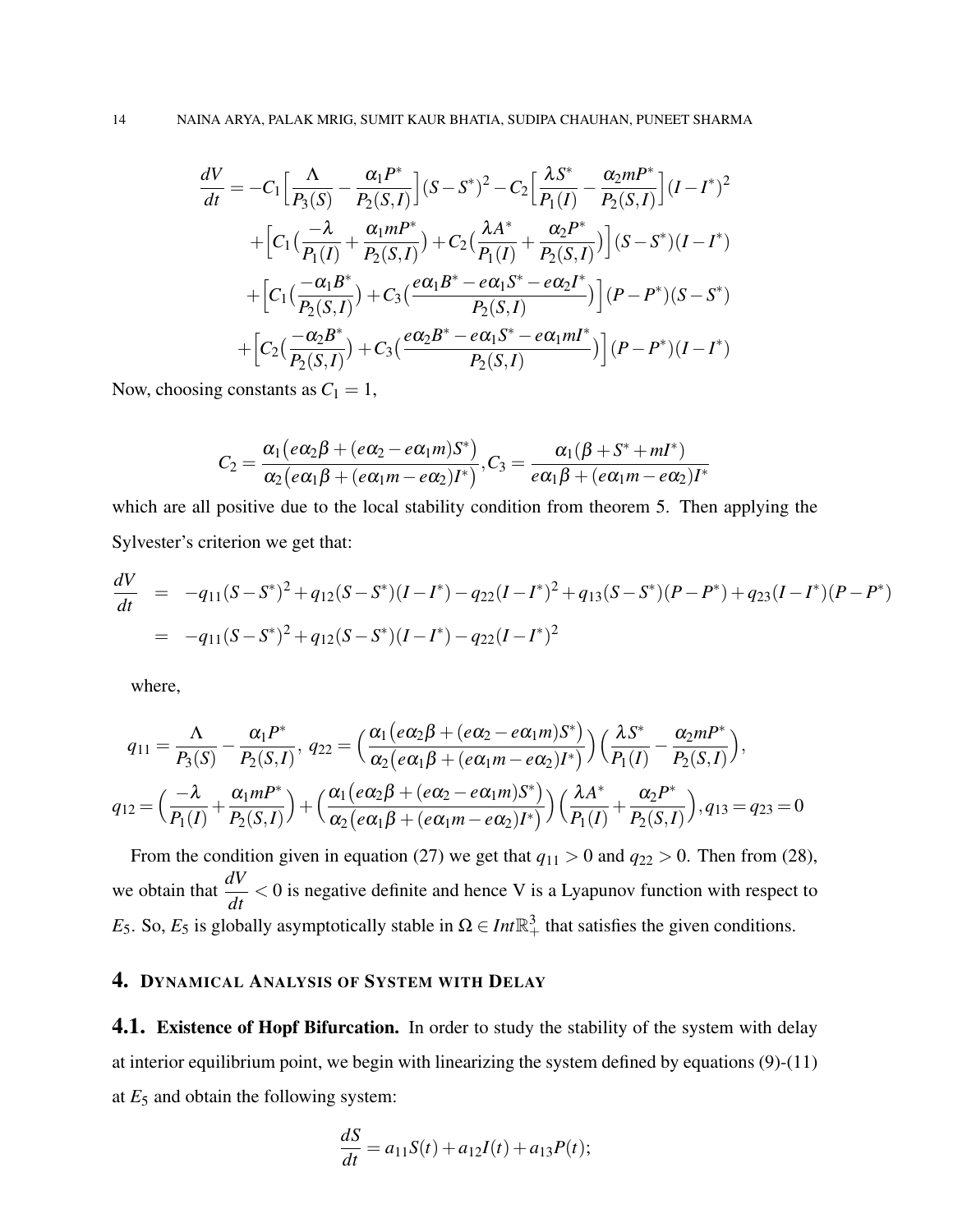$$
\begin{aligned}
\frac{dV}{dt} = & -C_1\Big[\frac{\Lambda}{P_3(S)} - \frac{\alpha_1 P^*}{P_2(S,I)}\Big](S-S^*)^2 - C_2\Big[\frac{\lambda S^*}{P_1(I)} - \frac{\alpha_2 m P^*}{P_2(S,I)}\Big](I-I^*)^2 \\
& + \Big[C_1\big(\frac{-\lambda}{P_1(I)} + \frac{\alpha_1 m P^*}{P_2(S,I)}\big) + C_2\big(\frac{\lambda A^*}{P_1(I)} + \frac{\alpha_2 P^*}{P_2(S,I)}\big)\Big](S-S^*)(I-I^*) \\
& + \Big[C_1\big(\frac{-\alpha_1 B^*}{P_2(S,I)}\big) + C_3\big(\frac{e\alpha_1 B^* - e\alpha_1 S^* - e\alpha_2 I^*}{P_2(S,I)}\big)\Big](P-P^*)(S-S^*) \\
& + \Big[C_2\big(\frac{-\alpha_2 B^*}{P_2(S,I)}\big) + C_3\big(\frac{e\alpha_2 B^* - e\alpha_1 S^* - e\alpha_1 m I^*}{P_2(S,I)}\big)\Big](P-P^*)(I-I^*)
\end{aligned}
$$

Now, choosing constants as $C_1 = 1$,

$$
C_2 = \frac{\alpha_1\big(e\alpha_2\beta + (e\alpha_2 - e\alpha_1 m)S^*\big)}{\alpha_2\big(e\alpha_1\beta + (e\alpha_1 m - e\alpha_2)I^*\big)}, C_3 = \frac{\alpha_1(\beta + S^* + mI^*)}{e\alpha_1\beta + (e\alpha_1 m - e\alpha_2)I^*}
$$

which are all positive due to the local stability condition from theorem 5. Then applying the Sylvester's criterion we get that:

$$
\begin{aligned}
\frac{dV}{dt} &= -q_{11}(S-S^*)^2 + q_{12}(S-S^*)(I-I^*) - q_{22}(I-I^*)^2 + q_{13}(S-S^*)(P-P^*) + q_{23}(I-I^*)(P-P^*) \\
&= -q_{11}(S-S^*)^2 + q_{12}(S-S^*)(I-I^*) - q_{22}(I-I^*)^2
\end{aligned}
$$

where,

$$
q_{11} = \frac{\Lambda}{P_3(S)} - \frac{\alpha_1 P^*}{P_2(S,I)},\ q_{22} = \Big(\frac{\alpha_1\big(e\alpha_2\beta + (e\alpha_2 - e\alpha_1 m)S^*\big)}{\alpha_2\big(e\alpha_1\beta + (e\alpha_1 m - e\alpha_2)I^*\big)}\Big)\Big(\frac{\lambda S^*}{P_1(I)} - \frac{\alpha_2 m P^*}{P_2(S,I)}\Big),
$$

$$
q_{12} = \Big(\frac{-\lambda}{P_1(I)} + \frac{\alpha_1 m P^*}{P_2(S,I)}\Big) + \Big(\frac{\alpha_1\big(e\alpha_2\beta + (e\alpha_2 - e\alpha_1 m)S^*\big)}{\alpha_2\big(e\alpha_1\beta + (e\alpha_1 m - e\alpha_2)I^*\big)}\Big)\Big(\frac{\lambda A^*}{P_1(I)} + \frac{\alpha_2 P^*}{P_2(S,I)}\Big), q_{13} = q_{23} = 0
$$

From the condition given in equation (27) we get that $q_{11} > 0$ and $q_{22} > 0$. Then from (28), we obtain that $\frac{dV}{dt} < 0$ is negative definite and hence V is a Lyapunov function with respect to $E_5$. So, $E_5$ is globally asymptotically stable in $\Omega \in Int\mathbb{R}^3_+$ that satisfies the given conditions.

## 4. Dynamical Analysis of System with Delay

### 4.1. Existence of Hopf Bifurcation.

In order to study the stability of the system with delay at interior equilibrium point, we begin with linearizing the system defined by equations (9)-(11) at $E_5$ and obtain the following system:

$$
\frac{dS}{dt} = a_{11}S(t) + a_{12}I(t) + a_{13}P(t);
$$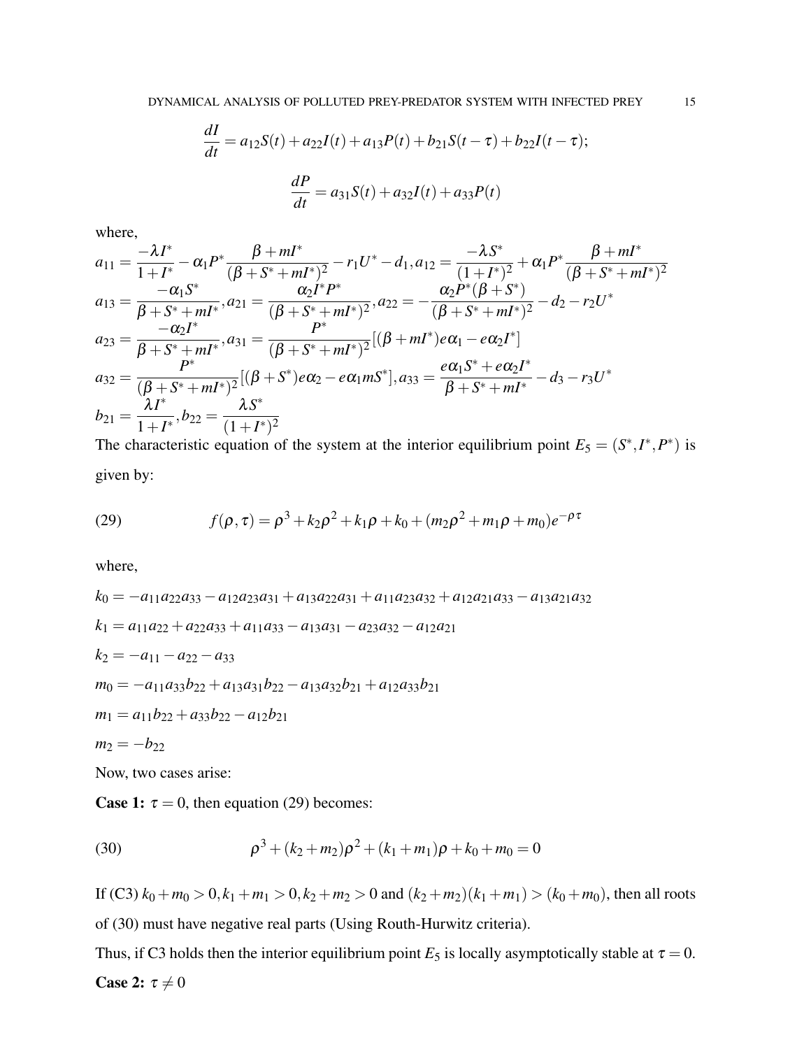$$\frac{dI}{dt} = a_{12}S(t) + a_{22}I(t) + a_{13}P(t) + b_{21}S(t-\tau) + b_{22}I(t-\tau);$$

$$\frac{dP}{dt} = a_{31}S(t) + a_{32}I(t) + a_{33}P(t)$$

where,

$a_{11} = \dfrac{-\lambda I^*}{1+I^*} - \alpha_1 P^* \dfrac{\beta + mI^*}{(\beta + S^* + mI^*)^2} - r_1 U^* - d_1, a_{12} = \dfrac{-\lambda S^*}{(1+I^*)^2} + \alpha_1 P^* \dfrac{\beta + mI^*}{(\beta + S^* + mI^*)^2}$

$a_{13} = \dfrac{-\alpha_1 S^*}{\beta + S^* + mI^*}, a_{21} = \dfrac{\alpha_2 I^* P^*}{(\beta + S^* + mI^*)^2}, a_{22} = -\dfrac{\alpha_2 P^*(\beta + S^*)}{(\beta + S^* + mI^*)^2} - d_2 - r_2 U^*$

$a_{23} = \dfrac{-\alpha_2 I^*}{\beta + S^* + mI^*}, a_{31} = \dfrac{P^*}{(\beta + S^* + mI^*)^2}[(\beta + mI^*)e\alpha_1 - e\alpha_2 I^*]$

$a_{32} = \dfrac{P^*}{(\beta + S^* + mI^*)^2}[(\beta + S^*)e\alpha_2 - e\alpha_1 m S^*], a_{33} = \dfrac{e\alpha_1 S^* + e\alpha_2 I^*}{\beta + S^* + mI^*} - d_3 - r_3 U^*$

$b_{21} = \dfrac{\lambda I^*}{1+I^*}, b_{22} = \dfrac{\lambda S^*}{(1+I^*)^2}$

The characteristic equation of the system at the interior equilibrium point $E_5 = (S^*, I^*, P^*)$ is given by:

$$f(\rho, \tau) = \rho^3 + k_2\rho^2 + k_1\rho + k_0 + (m_2\rho^2 + m_1\rho + m_0)e^{-\rho\tau} \tag{29}$$

where,

$k_0 = -a_{11}a_{22}a_{33} - a_{12}a_{23}a_{31} + a_{13}a_{22}a_{31} + a_{11}a_{23}a_{32} + a_{12}a_{21}a_{33} - a_{13}a_{21}a_{32}$

$k_1 = a_{11}a_{22} + a_{22}a_{33} + a_{11}a_{33} - a_{13}a_{31} - a_{23}a_{32} - a_{12}a_{21}$

$k_2 = -a_{11} - a_{22} - a_{33}$

$m_0 = -a_{11}a_{33}b_{22} + a_{13}a_{31}b_{22} - a_{13}a_{32}b_{21} + a_{12}a_{33}b_{21}$

$m_1 = a_{11}b_{22} + a_{33}b_{22} - a_{12}b_{21}$

$m_2 = -b_{22}$

Now, two cases arise:

**Case 1:** $\tau = 0$, then equation (29) becomes:

$$\rho^3 + (k_2 + m_2)\rho^2 + (k_1 + m_1)\rho + k_0 + m_0 = 0 \tag{30}$$

If (C3) $k_0 + m_0 > 0, k_1 + m_1 > 0, k_2 + m_2 > 0$ and $(k_2 + m_2)(k_1 + m_1) > (k_0 + m_0)$, then all roots of (30) must have negative real parts (Using Routh-Hurwitz criteria).

Thus, if C3 holds then the interior equilibrium point $E_5$ is locally asymptotically stable at $\tau = 0$.

**Case 2:** $\tau \neq 0$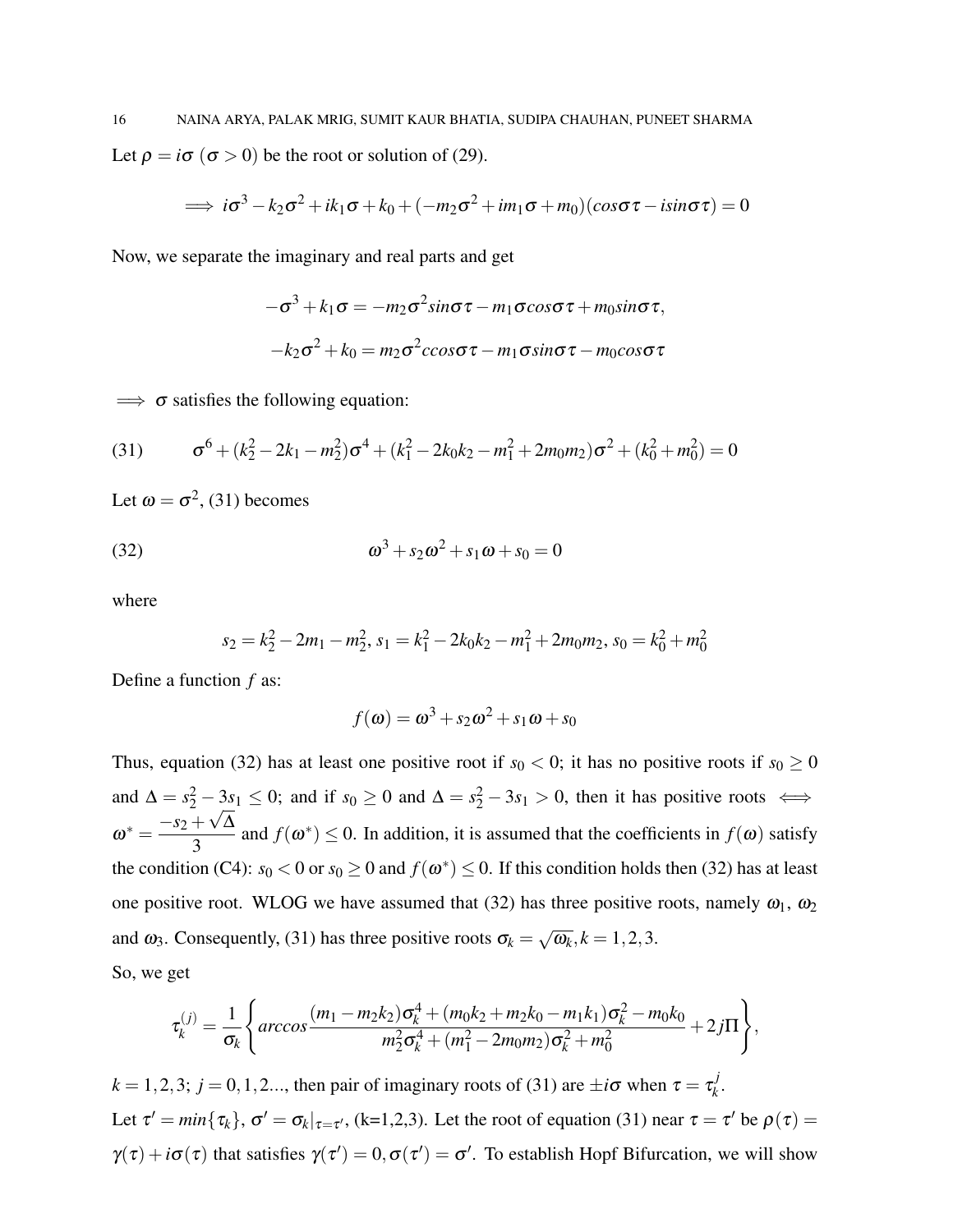Let $\rho = i\sigma$ $(\sigma > 0)$ be the root or solution of (29).

$$\implies i\sigma^3 - k_2\sigma^2 + ik_1\sigma + k_0 + (-m_2\sigma^2 + im_1\sigma + m_0)(cos\sigma\tau - isin\sigma\tau) = 0$$

Now, we separate the imaginary and real parts and get

$$-\sigma^3 + k_1\sigma = -m_2\sigma^2 sin\sigma\tau - m_1\sigma cos\sigma\tau + m_0 sin\sigma\tau,$$

$$-k_2\sigma^2 + k_0 = m_2\sigma^2 ccos\sigma\tau - m_1\sigma sin\sigma\tau - m_0 cos\sigma\tau$$

$\implies$ $\sigma$ satisfies the following equation:

$$\sigma^6 + (k_2^2 - 2k_1 - m_2^2)\sigma^4 + (k_1^2 - 2k_0k_2 - m_1^2 + 2m_0m_2)\sigma^2 + (k_0^2 + m_0^2) = 0 \tag{31}$$

Let $\omega = \sigma^2$, (31) becomes

$$\omega^3 + s_2\omega^2 + s_1\omega + s_0 = 0 \tag{32}$$

where

$$s_2 = k_2^2 - 2m_1 - m_2^2,\ s_1 = k_1^2 - 2k_0k_2 - m_1^2 + 2m_0m_2,\ s_0 = k_0^2 + m_0^2$$

Define a function $f$ as:

$$f(\omega) = \omega^3 + s_2\omega^2 + s_1\omega + s_0$$

Thus, equation (32) has at least one positive root if $s_0 < 0$; it has no positive roots if $s_0 \geq 0$ and $\Delta = s_2^2 - 3s_1 \leq 0$; and if $s_0 \geq 0$ and $\Delta = s_2^2 - 3s_1 > 0$, then it has positive roots $\iff$ $\omega^* = \dfrac{-s_2 + \sqrt{\Delta}}{3}$ and $f(\omega^*) \leq 0$. In addition, it is assumed that the coefficients in $f(\omega)$ satisfy the condition (C4): $s_0 < 0$ or $s_0 \geq 0$ and $f(\omega^*) \leq 0$. If this condition holds then (32) has at least one positive root. WLOG we have assumed that (32) has three positive roots, namely $\omega_1$, $\omega_2$ and $\omega_3$. Consequently, (31) has three positive roots $\sigma_k = \sqrt{\omega_k}, k = 1,2,3$.

So, we get

$$\tau_k^{(j)} = \frac{1}{\sigma_k}\left\{arccos\frac{(m_1 - m_2k_2)\sigma_k^4 + (m_0k_2 + m_2k_0 - m_1k_1)\sigma_k^2 - m_0k_0}{m_2^2\sigma_k^4 + (m_1^2 - 2m_0m_2)\sigma_k^2 + m_0^2} + 2j\Pi\right\},$$

$k = 1,2,3$; $j = 0,1,2...$, then pair of imaginary roots of (31) are $\pm i\sigma$ when $\tau = \tau_k^j$.

Let $\tau' = min\{\tau_k\}$, $\sigma' = \sigma_k|_{\tau=\tau'}$, (k=1,2,3). Let the root of equation (31) near $\tau = \tau'$ be $\rho(\tau) = \gamma(\tau) + i\sigma(\tau)$ that satisfies $\gamma(\tau') = 0, \sigma(\tau') = \sigma'$. To establish Hopf Bifurcation, we will show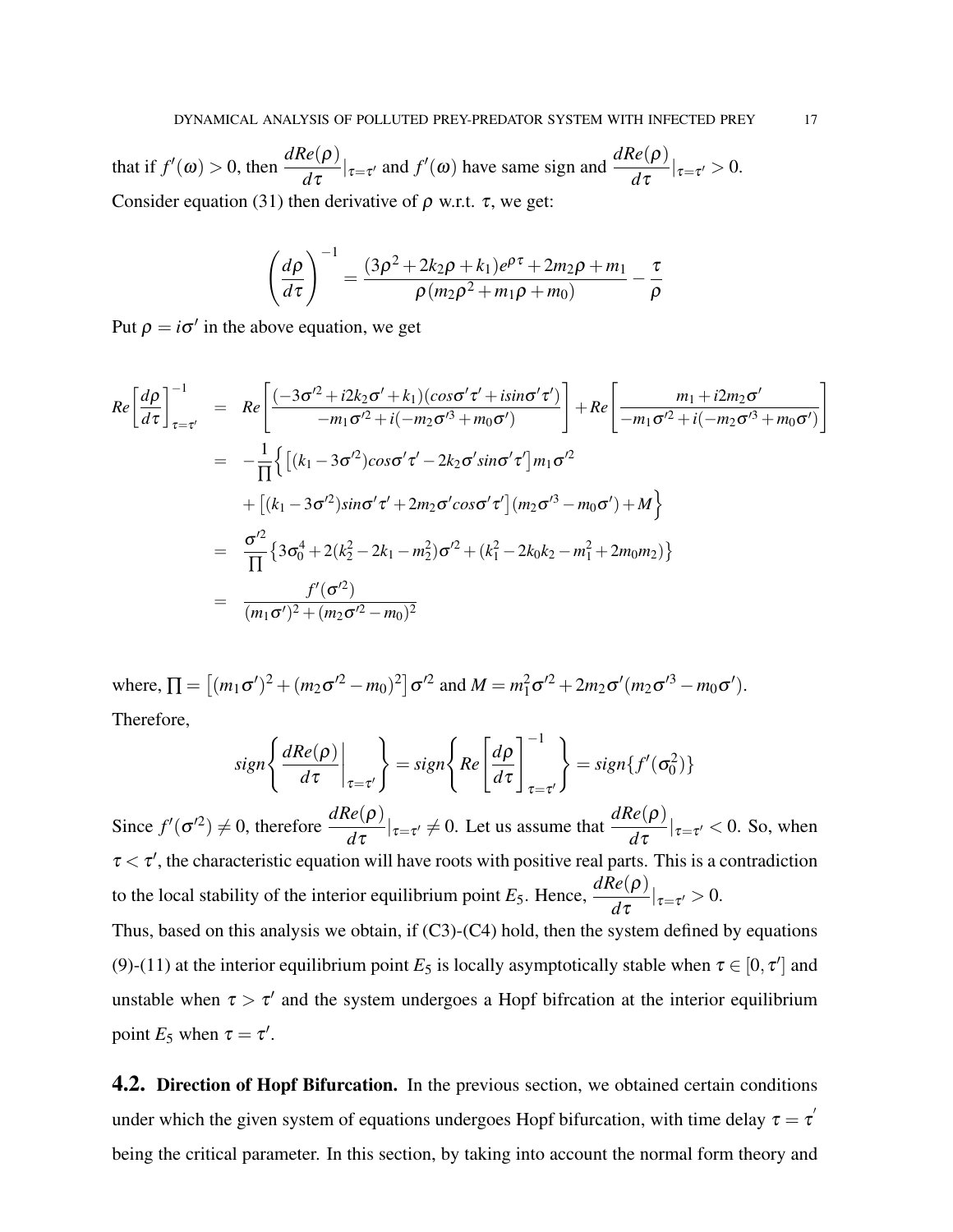that if $f'(\omega) > 0$, then $\frac{dRe(\rho)}{d\tau}|_{\tau=\tau'}$ and $f'(\omega)$ have same sign and $\frac{dRe(\rho)}{d\tau}|_{\tau=\tau'} > 0$.

Consider equation (31) then derivative of $\rho$ w.r.t. $\tau$, we get:

$$\left(\frac{d\rho}{d\tau}\right)^{-1} = \frac{(3\rho^2 + 2k_2\rho + k_1)e^{\rho\tau} + 2m_2\rho + m_1}{\rho(m_2\rho^2 + m_1\rho + m_0)} - \frac{\tau}{\rho}$$

Put $\rho = i\sigma'$ in the above equation, we get

$$\begin{aligned}
Re\left[\frac{d\rho}{d\tau}\right]^{-1}_{\tau=\tau'} &= Re\left[\frac{(-3\sigma'^2 + i2k_2\sigma' + k_1)(cos\sigma'\tau' + isin\sigma'\tau')}{-m_1\sigma'^2 + i(-m_2\sigma'^3 + m_0\sigma')}\right] + Re\left[\frac{m_1 + i2m_2\sigma'}{-m_1\sigma'^2 + i(-m_2\sigma'^3 + m_0\sigma')}\right] \\
&= -\frac{1}{\prod}\Big\{\left[(k_1 - 3\sigma'^2)cos\sigma'\tau' - 2k_2\sigma' sin\sigma'\tau'\right]m_1\sigma'^2 \\
&\quad + \left[(k_1 - 3\sigma'^2)sin\sigma'\tau' + 2m_2\sigma' cos\sigma'\tau'\right](m_2\sigma'^3 - m_0\sigma') + M\Big\} \\
&= \frac{\sigma'^2}{\prod}\left\{3\sigma_0^4 + 2(k_2^2 - 2k_1 - m_2^2)\sigma'^2 + (k_1^2 - 2k_0k_2 - m_1^2 + 2m_0m_2)\right\} \\
&= \frac{f'(\sigma'^2)}{(m_1\sigma')^2 + (m_2\sigma'^2 - m_0)^2}
\end{aligned}$$

where, $\prod = \left[(m_1\sigma')^2 + (m_2\sigma'^2 - m_0)^2\right]\sigma'^2$ and $M = m_1^2\sigma'^2 + 2m_2\sigma'(m_2\sigma'^3 - m_0\sigma')$.

Therefore,

$$sign\left\{\frac{dRe(\rho)}{d\tau}\bigg|_{\tau=\tau'}\right\} = sign\left\{Re\left[\frac{d\rho}{d\tau}\right]^{-1}_{\tau=\tau'}\right\} = sign\{f'(\sigma_0^2)\}$$

Since $f'(\sigma'^2) \neq 0$, therefore $\frac{dRe(\rho)}{d\tau}|_{\tau=\tau'} \neq 0$. Let us assume that $\frac{dRe(\rho)}{d\tau}|_{\tau=\tau'} < 0$. So, when $\tau < \tau'$, the characteristic equation will have roots with positive real parts. This is a contradiction to the local stability of the interior equilibrium point $E_5$. Hence, $\frac{dRe(\rho)}{d\tau}|_{\tau=\tau'} > 0$.

Thus, based on this analysis we obtain, if (C3)-(C4) hold, then the system defined by equations (9)-(11) at the interior equilibrium point $E_5$ is locally asymptotically stable when $\tau \in [0, \tau']$ and unstable when $\tau > \tau'$ and the system undergoes a Hopf bifrcation at the interior equilibrium point $E_5$ when $\tau = \tau'$.

## 4.2. Direction of Hopf Bifurcation.

In the previous section, we obtained certain conditions under which the given system of equations undergoes Hopf bifurcation, with time delay $\tau = \tau'$ being the critical parameter. In this section, by taking into account the normal form theory and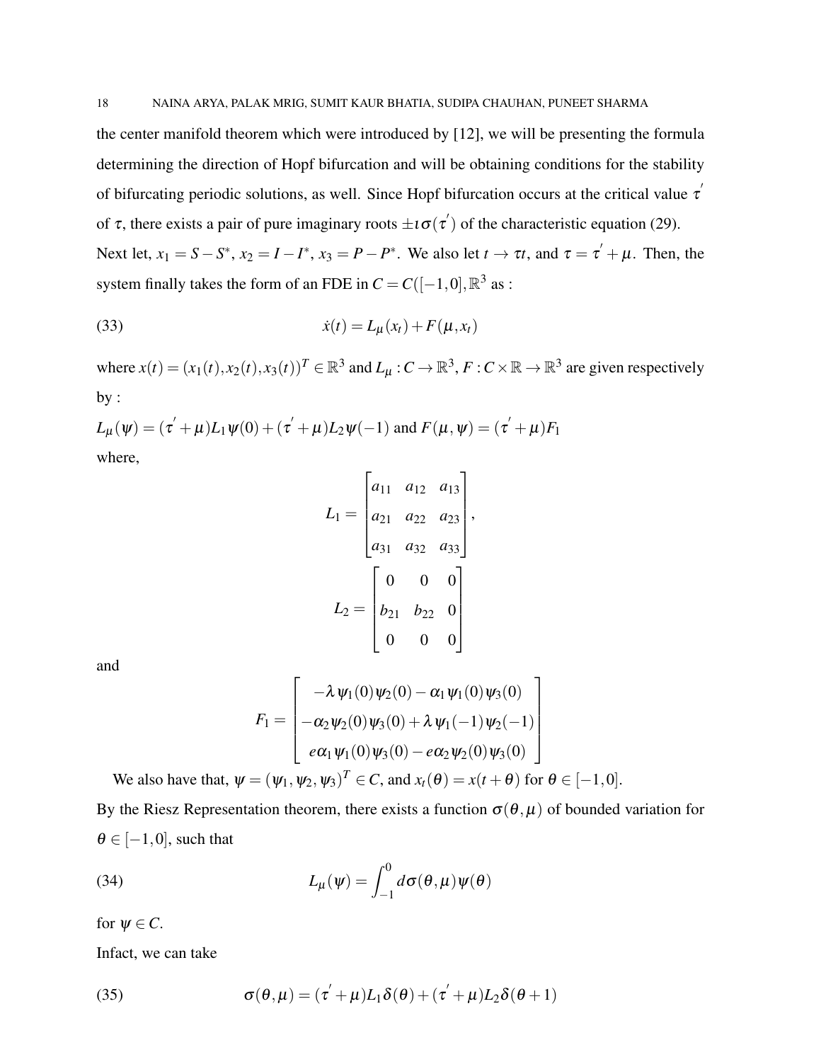the center manifold theorem which were introduced by [12], we will be presenting the formula determining the direction of Hopf bifurcation and will be obtaining conditions for the stability of bifurcating periodic solutions, as well. Since Hopf bifurcation occurs at the critical value $\tau^{'}$ of $\tau$, there exists a pair of pure imaginary roots $\pm\imath\sigma(\tau^{'})$ of the characteristic equation (29). Next let, $x_1 = S - S^*$, $x_2 = I - I^*$, $x_3 = P - P^*$. We also let $t \to \tau t$, and $\tau = \tau^{'} + \mu$. Then, the system finally takes the form of an FDE in $C = C([-1,0], \mathbb{R}^3$ as :

$$\dot{x}(t) = L_\mu(x_t) + F(\mu, x_t) \tag{33}$$

where $x(t) = (x_1(t), x_2(t), x_3(t))^T \in \mathbb{R}^3$ and $L_\mu : C \to \mathbb{R}^3$, $F : C \times \mathbb{R} \to \mathbb{R}^3$ are given respectively by :

$L_\mu(\psi) = (\tau^{'} + \mu)L_1\psi(0) + (\tau^{'} + \mu)L_2\psi(-1)$ and $F(\mu, \psi) = (\tau^{'} + \mu)F_1$

where,

$$L_1 = \begin{bmatrix} a_{11} & a_{12} & a_{13} \\ a_{21} & a_{22} & a_{23} \\ a_{31} & a_{32} & a_{33} \end{bmatrix},$$

$$L_2 = \begin{bmatrix} 0 & 0 & 0 \\ b_{21} & b_{22} & 0 \\ 0 & 0 & 0 \end{bmatrix}$$

and

$$F_1 = \begin{bmatrix} -\lambda\psi_1(0)\psi_2(0) - \alpha_1\psi_1(0)\psi_3(0) \\ -\alpha_2\psi_2(0)\psi_3(0) + \lambda\psi_1(-1)\psi_2(-1) \\ e\alpha_1\psi_1(0)\psi_3(0) - e\alpha_2\psi_2(0)\psi_3(0) \end{bmatrix}$$

We also have that, $\psi = (\psi_1, \psi_2, \psi_3)^T \in C$, and $x_t(\theta) = x(t + \theta)$ for $\theta \in [-1, 0]$.

By the Riesz Representation theorem, there exists a function $\sigma(\theta, \mu)$ of bounded variation for $\theta \in [-1, 0]$, such that

$$L_\mu(\psi) = \int_{-1}^{0} d\sigma(\theta, \mu)\psi(\theta) \tag{34}$$

for $\psi \in C$.

Infact, we can take

$$\sigma(\theta, \mu) = (\tau^{'} + \mu)L_1\delta(\theta) + (\tau^{'} + \mu)L_2\delta(\theta + 1) \tag{35}$$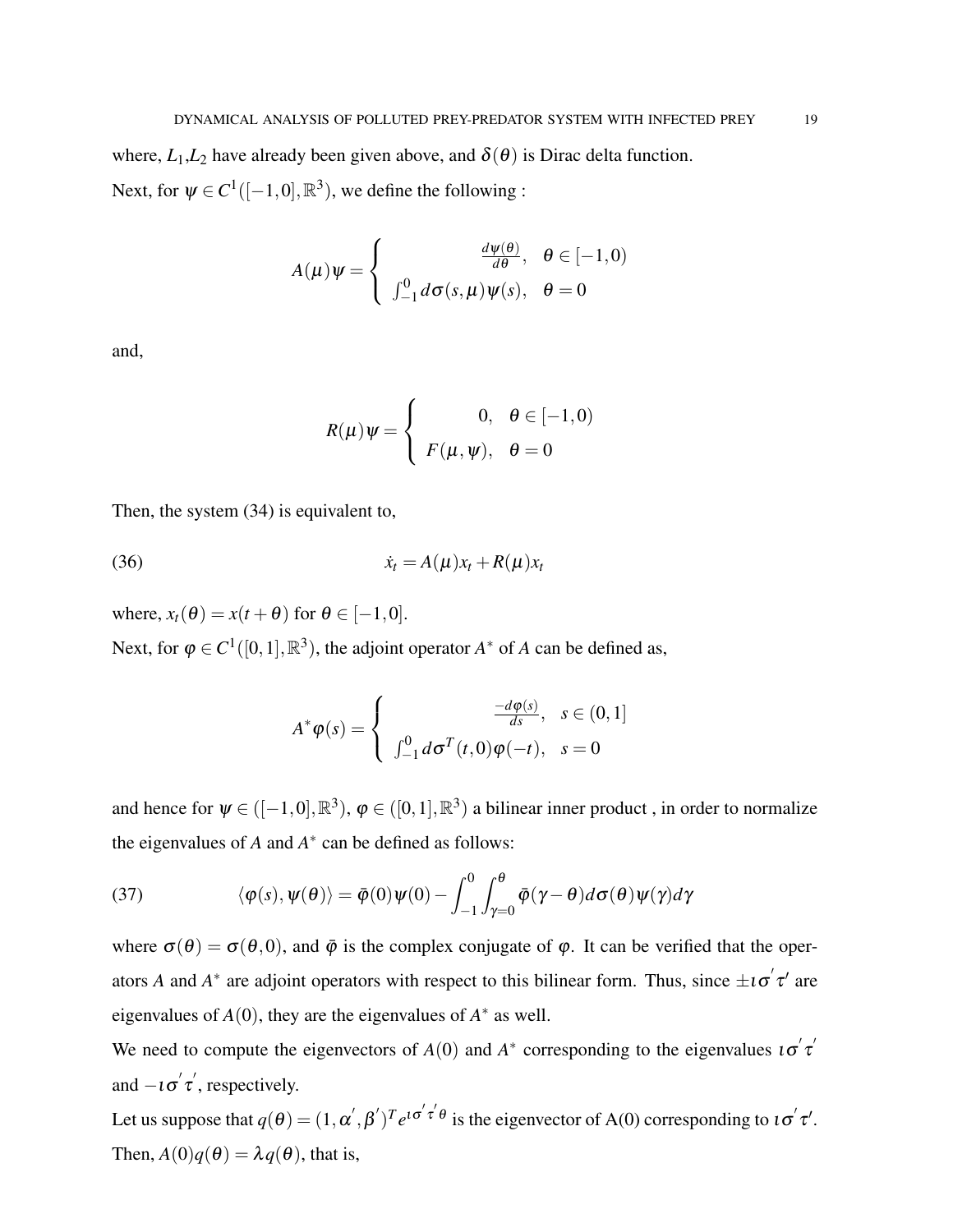where, $L_1$,$L_2$ have already been given above, and $\delta(\theta)$ is Dirac delta function.

Next, for $\psi \in C^1([-1,0],\mathbb{R}^3)$, we define the following :

$$A(\mu)\psi = \begin{cases} \frac{d\psi(\theta)}{d\theta}, & \theta \in [-1,0) \\ \int_{-1}^{0} d\sigma(s,\mu)\psi(s), & \theta = 0 \end{cases}$$

and,

$$R(\mu)\psi = \begin{cases} 0, & \theta \in [-1,0) \\ F(\mu,\psi), & \theta = 0 \end{cases}$$

Then, the system (34) is equivalent to,

$$\dot{x}_t = A(\mu)x_t + R(\mu)x_t \tag{36}$$

where, $x_t(\theta) = x(t+\theta)$ for $\theta \in [-1,0]$.

Next, for $\varphi \in C^1([0,1],\mathbb{R}^3)$, the adjoint operator $A^*$ of $A$ can be defined as,

$$A^*\varphi(s) = \begin{cases} \frac{-d\varphi(s)}{ds}, & s \in (0,1] \\ \int_{-1}^{0} d\sigma^T(t,0)\varphi(-t), & s = 0 \end{cases}$$

and hence for $\psi \in ([-1,0],\mathbb{R}^3)$, $\varphi \in ([0,1],\mathbb{R}^3)$ a bilinear inner product , in order to normalize the eigenvalues of $A$ and $A^*$ can be defined as follows:

$$\langle \varphi(s), \psi(\theta) \rangle = \bar{\varphi}(0)\psi(0) - \int_{-1}^{0}\int_{\gamma=0}^{\theta} \bar{\varphi}(\gamma-\theta)d\sigma(\theta)\psi(\gamma)d\gamma \tag{37}$$

where $\sigma(\theta) = \sigma(\theta,0)$, and $\bar{\varphi}$ is the complex conjugate of $\varphi$. It can be verified that the operators $A$ and $A^*$ are adjoint operators with respect to this bilinear form. Thus, since $\pm\iota\sigma'\tau'$ are eigenvalues of $A(0)$, they are the eigenvalues of $A^*$ as well.

We need to compute the eigenvectors of $A(0)$ and $A^*$ corresponding to the eigenvalues $\iota\sigma'\tau'$ and $-\iota\sigma'\tau'$, respectively.

Let us suppose that $q(\theta) = (1,\alpha',\beta')^T e^{\iota\sigma'\tau'\theta}$ is the eigenvector of A(0) corresponding to $\iota\sigma'\tau'$. Then, $A(0)q(\theta) = \lambda q(\theta)$, that is,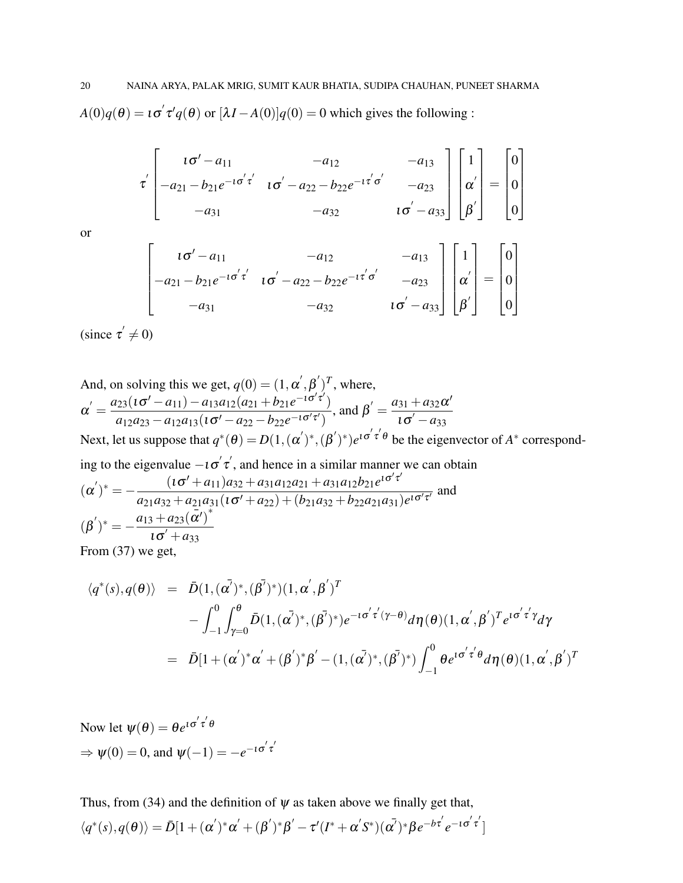$A(0)q(\theta) = \iota\sigma^{'}\tau^{'}q(\theta)$ or $[\lambda I - A(0)]q(0) = 0$ which gives the following :

$$\tau^{'}\begin{bmatrix} \iota\sigma' - a_{11} & -a_{12} & -a_{13} \\ -a_{21} - b_{21}e^{-\iota\sigma^{'}\tau^{'}} & \iota\sigma^{'} - a_{22} - b_{22}e^{-\iota\tau^{'}\sigma^{'}} & -a_{23} \\ -a_{31} & -a_{32} & \iota\sigma^{'} - a_{33} \end{bmatrix}\begin{bmatrix} 1 \\ \alpha^{'} \\ \beta^{'} \end{bmatrix} = \begin{bmatrix} 0 \\ 0 \\ 0 \end{bmatrix}$$

or

$$\begin{bmatrix} \iota\sigma' - a_{11} & -a_{12} & -a_{13} \\ -a_{21} - b_{21}e^{-\iota\sigma^{'}\tau^{'}} & \iota\sigma^{'} - a_{22} - b_{22}e^{-\iota\tau^{'}\sigma^{'}} & -a_{23} \\ -a_{31} & -a_{32} & \iota\sigma^{'} - a_{33} \end{bmatrix}\begin{bmatrix} 1 \\ \alpha^{'} \\ \beta^{'} \end{bmatrix} = \begin{bmatrix} 0 \\ 0 \\ 0 \end{bmatrix}$$

(since $\tau^{'} \neq 0$)

And, on solving this we get, $q(0) = (1, \alpha^{'}, \beta^{'})^T$, where,
$\alpha^{'} = \dfrac{a_{23}(\iota\sigma' - a_{11}) - a_{13}a_{12}(a_{21} + b_{21}e^{-\iota\sigma'\tau'})}{a_{12}a_{23} - a_{12}a_{13}(\iota\sigma' - a_{22} - b_{22}e^{-\iota\sigma'\tau'})}$, and $\beta^{'} = \dfrac{a_{31} + a_{32}\alpha'}{\iota\sigma^{'} - a_{33}}$
Next, let us suppose that $q^*(\theta) = D(1, (\alpha^{'})^*, (\beta^{'})^*)e^{\iota\sigma^{'}\tau^{'}\theta}$ be the eigenvector of $A^*$ corresponding to the eigenvalue $-\iota\sigma^{'}\tau^{'}$, and hence in a similar manner we can obtain
$(\alpha^{'})^* = -\dfrac{(\iota\sigma' + a_{11})a_{32} + a_{31}a_{12}a_{21} + a_{31}a_{12}b_{21}e^{\iota\sigma'\tau'}}{a_{21}a_{32} + a_{21}a_{31}(\iota\sigma' + a_{22}) + (b_{21}a_{32} + b_{22}a_{21}a_{31})e^{\iota\sigma'\tau'}}$ and
$(\beta^{'})^* = -\dfrac{a_{13} + a_{23}(\bar{\alpha'})^*}{\iota\sigma^{'} + a_{33}}$
From (37) we get,

$$\begin{aligned} \langle q^*(s), q(\theta)\rangle &= \bar{D}(1, (\bar{\alpha^{'}})^*, (\bar{\beta^{'}})^*)(1, \alpha^{'}, \beta^{'})^T \\ &\quad - \int_{-1}^{0}\int_{\gamma=0}^{\theta} \bar{D}(1, (\bar{\alpha^{'}})^*, (\bar{\beta^{'}})^*)e^{-\iota\sigma^{'}\tau^{'}(\gamma-\theta)}d\eta(\theta)(1, \alpha^{'}, \beta^{'})^T e^{\iota\sigma^{'}\tau^{'}\gamma}d\gamma \\ &= \bar{D}[1 + (\alpha^{'})^*\alpha^{'} + (\beta^{'})^*\beta^{'} - (1, (\bar{\alpha^{'}})^*, (\bar{\beta^{'}})^*)\int_{-1}^{0}\theta e^{\iota\sigma^{'}\tau^{'}\theta}d\eta(\theta)(1, \alpha^{'}, \beta^{'})^T \end{aligned}$$

Now let $\psi(\theta) = \theta e^{\iota\sigma^{'}\tau^{'}\theta}$
$\Rightarrow \psi(0) = 0$, and $\psi(-1) = -e^{-\iota\sigma^{'}\tau^{'}}$

Thus, from (34) and the definition of $\psi$ as taken above we finally get that,
$\langle q^*(s), q(\theta)\rangle = \bar{D}[1 + (\alpha^{'})^*\alpha^{'} + (\beta^{'})^*\beta^{'} - \tau'(I^* + \alpha^{'}S^*)(\bar{\alpha^{'}})^*\beta e^{-b\tau^{'}}e^{-\iota\sigma^{'}\tau^{'}}]$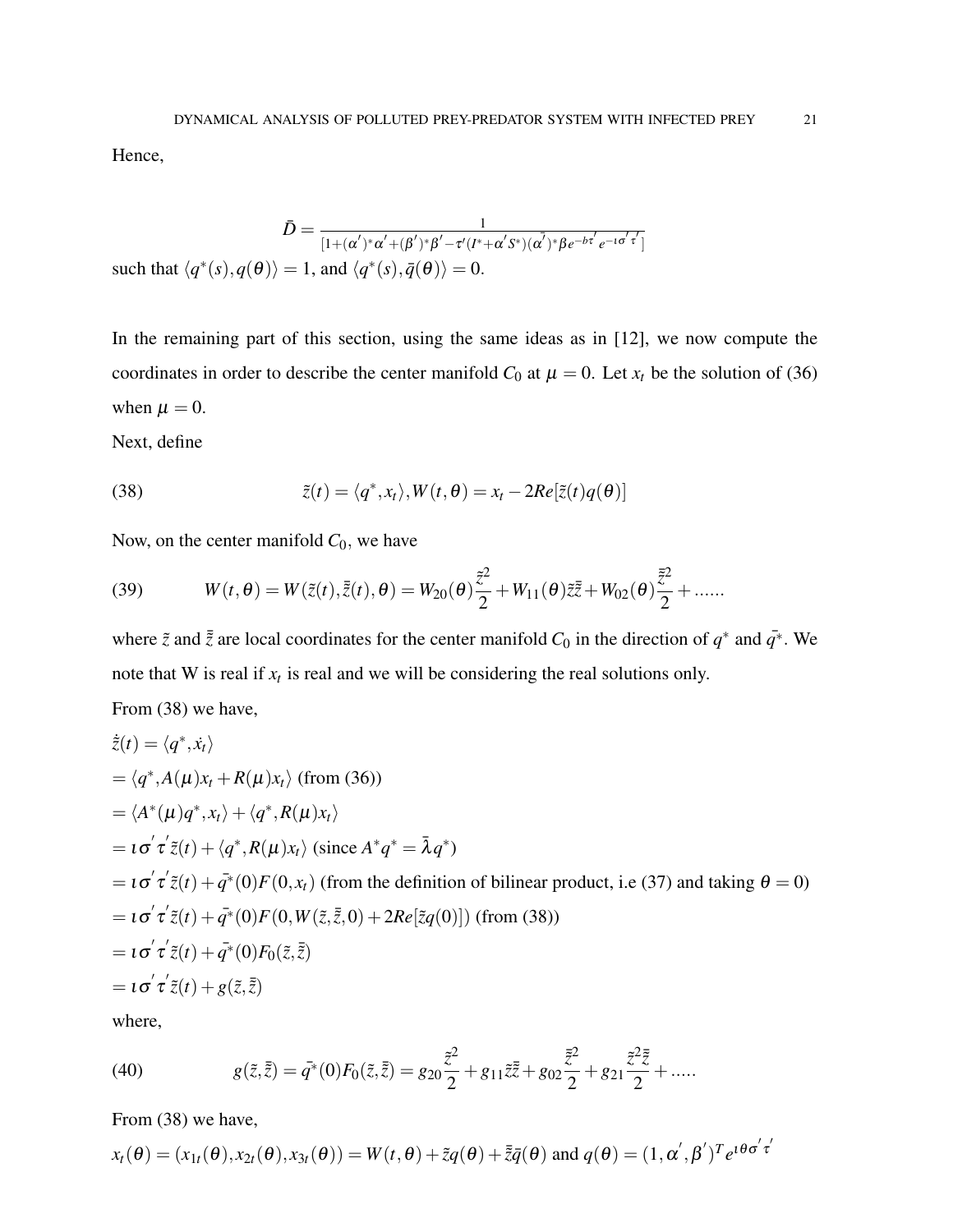Hence,

$$\bar{D} = \frac{1}{[1+(\alpha^{'})^{*}\alpha^{'}+(\beta^{'})^{*}\beta^{'}-\tau^{'}(I^{*}+\alpha^{'}S^{*})(\bar{\alpha^{'}})^{*}\beta e^{-b\tau^{'}}e^{-\iota\sigma^{'}\tau^{'}}]}$$

such that $\langle q^{*}(s), q(\theta)\rangle = 1$, and $\langle q^{*}(s), \bar{q}(\theta)\rangle = 0$.

In the remaining part of this section, using the same ideas as in [12], we now compute the coordinates in order to describe the center manifold $C_0$ at $\mu = 0$. Let $x_t$ be the solution of (36) when $\mu = 0$.

Next, define

$$\tilde{z}(t) = \langle q^{*}, x_t\rangle, W(t,\theta) = x_t - 2Re[\tilde{z}(t)q(\theta)] \tag{38}$$

Now, on the center manifold $C_0$, we have

$$W(t,\theta) = W(\tilde{z}(t),\bar{\tilde{z}}(t),\theta) = W_{20}(\theta)\frac{\tilde{z}^2}{2} + W_{11}(\theta)\tilde{z}\bar{\tilde{z}} + W_{02}(\theta)\frac{\bar{\tilde{z}}^2}{2} + \ldots\ldots \tag{39}$$

where $\tilde{z}$ and $\bar{\tilde{z}}$ are local coordinates for the center manifold $C_0$ in the direction of $q^{*}$ and $\bar{q^{*}}$. We note that W is real if $x_t$ is real and we will be considering the real solutions only.

From (38) we have,

$\dot{\tilde{z}}(t) = \langle q^{*}, \dot{x_t}\rangle$

$= \langle q^{*}, A(\mu)x_t + R(\mu)x_t\rangle$ (from (36))

$= \langle A^{*}(\mu)q^{*}, x_t\rangle + \langle q^{*}, R(\mu)x_t\rangle$

$= \iota\sigma^{'}\tau^{'}\tilde{z}(t) + \langle q^{*}, R(\mu)x_t\rangle$ (since $A^{*}q^{*} = \bar{\lambda}q^{*}$)

$= \iota\sigma^{'}\tau^{'}\tilde{z}(t) + \bar{q^{*}}(0)F(0,x_t)$ (from the definition of bilinear product, i.e (37) and taking $\theta = 0$)

$= \iota\sigma^{'}\tau^{'}\tilde{z}(t) + \bar{q^{*}}(0)F(0, W(\tilde{z},\bar{\tilde{z}},0) + 2Re[\tilde{z}q(0)])$ (from (38))

$= \iota\sigma^{'}\tau^{'}\tilde{z}(t) + \bar{q^{*}}(0)F_0(\tilde{z},\bar{\tilde{z}})$

$= \iota\sigma^{'}\tau^{'}\tilde{z}(t) + g(\tilde{z},\bar{\tilde{z}})$

where,

$$g(\tilde{z},\bar{\tilde{z}}) = \bar{q^{*}}(0)F_0(\tilde{z},\bar{\tilde{z}}) = g_{20}\frac{\tilde{z}^2}{2} + g_{11}\tilde{z}\bar{\tilde{z}} + g_{02}\frac{\bar{\tilde{z}}^2}{2} + g_{21}\frac{\tilde{z}^2\bar{\tilde{z}}}{2} + \ldots.. \tag{40}$$

From (38) we have,

$x_t(\theta) = (x_{1t}(\theta), x_{2t}(\theta), x_{3t}(\theta)) = W(t,\theta) + \tilde{z}q(\theta) + \bar{\tilde{z}}\bar{q}(\theta)$ and $q(\theta) = (1,\alpha^{'},\beta^{'})^{T}e^{\iota\theta\sigma^{'}\tau^{'}}$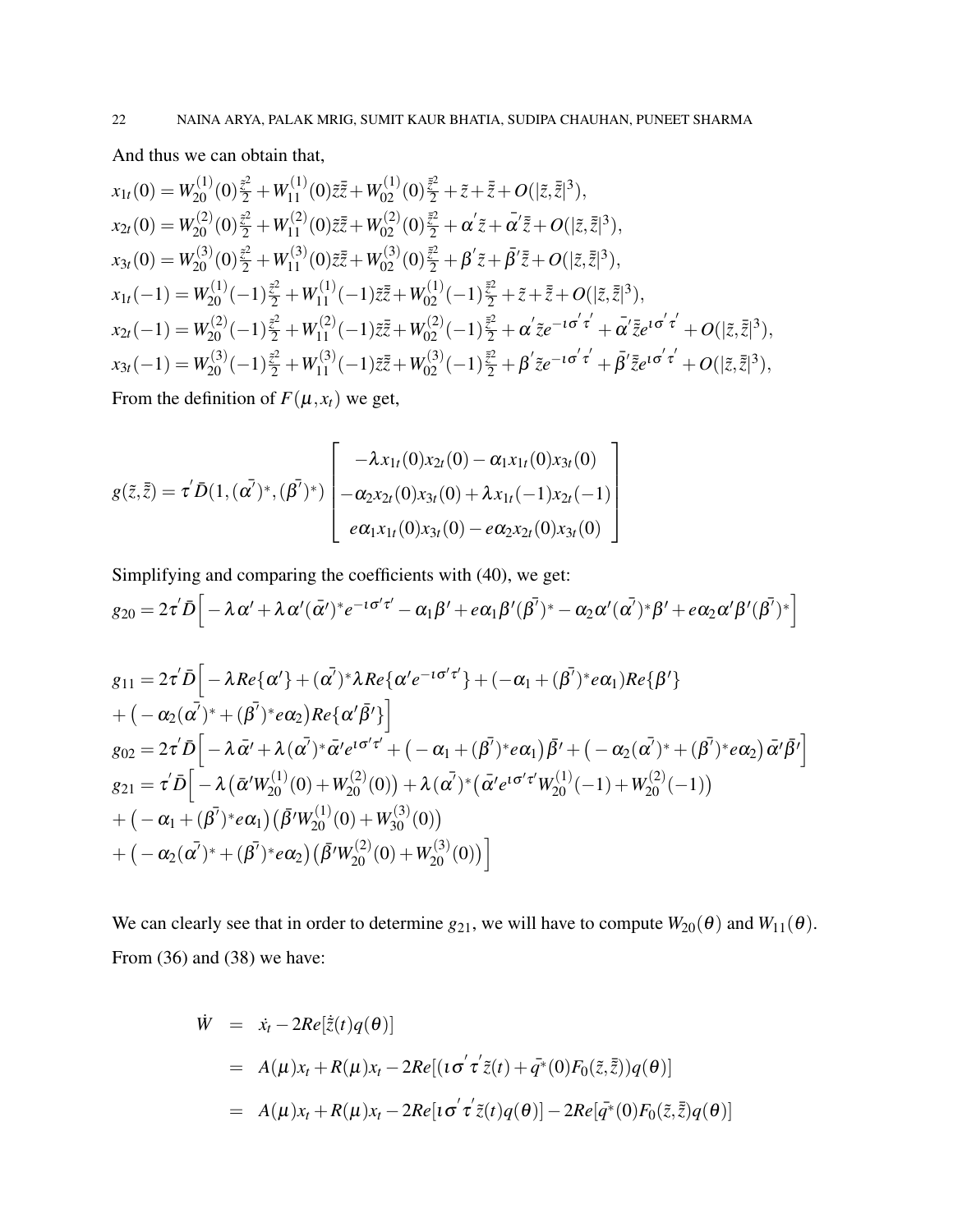And thus we can obtain that,

$$
\begin{aligned}
x_{1t}(0) &= W_{20}^{(1)}(0)\tfrac{\tilde{z}^2}{2} + W_{11}^{(1)}(0)\tilde{z}\bar{\tilde{z}} + W_{02}^{(1)}(0)\tfrac{\bar{\tilde{z}}^2}{2} + \tilde{z} + \bar{\tilde{z}} + O(|\tilde{z},\bar{\tilde{z}}|^3),\\
x_{2t}(0) &= W_{20}^{(2)}(0)\tfrac{\tilde{z}^2}{2} + W_{11}^{(2)}(0)\tilde{z}\bar{\tilde{z}} + W_{02}^{(2)}(0)\tfrac{\bar{\tilde{z}}^2}{2} + \alpha'\tilde{z} + \bar{\alpha'}\bar{\tilde{z}} + O(|\tilde{z},\bar{\tilde{z}}|^3),\\
x_{3t}(0) &= W_{20}^{(3)}(0)\tfrac{\tilde{z}^2}{2} + W_{11}^{(3)}(0)\tilde{z}\bar{\tilde{z}} + W_{02}^{(3)}(0)\tfrac{\bar{\tilde{z}}^2}{2} + \beta'\tilde{z} + \bar{\beta}'\bar{\tilde{z}} + O(|\tilde{z},\bar{\tilde{z}}|^3),\\
x_{1t}(-1) &= W_{20}^{(1)}(-1)\tfrac{\tilde{z}^2}{2} + W_{11}^{(1)}(-1)\tilde{z}\bar{\tilde{z}} + W_{02}^{(1)}(-1)\tfrac{\bar{\tilde{z}}^2}{2} + \tilde{z} + \bar{\tilde{z}} + O(|\tilde{z},\bar{\tilde{z}}|^3),\\
x_{2t}(-1) &= W_{20}^{(2)}(-1)\tfrac{\tilde{z}^2}{2} + W_{11}^{(2)}(-1)\tilde{z}\bar{\tilde{z}} + W_{02}^{(2)}(-1)\tfrac{\bar{\tilde{z}}^2}{2} + \alpha'\tilde{z}e^{-\iota\sigma'\tau'} + \bar{\alpha'}\bar{\tilde{z}}e^{\iota\sigma'\tau'} + O(|\tilde{z},\bar{\tilde{z}}|^3),\\
x_{3t}(-1) &= W_{20}^{(3)}(-1)\tfrac{\tilde{z}^2}{2} + W_{11}^{(3)}(-1)\tilde{z}\bar{\tilde{z}} + W_{02}^{(3)}(-1)\tfrac{\bar{\tilde{z}}^2}{2} + \beta'\tilde{z}e^{-\iota\sigma'\tau'} + \bar{\beta}'\bar{\tilde{z}}e^{\iota\sigma'\tau'} + O(|\tilde{z},\bar{\tilde{z}}|^3),
\end{aligned}
$$

From the definition of $F(\mu, x_t)$ we get,

$$
g(\tilde{z},\bar{\tilde{z}}) = \tau'\bar{D}(1,(\bar{\alpha'})^*,(\bar{\beta'})^*)
\begin{bmatrix}
-\lambda x_{1t}(0)x_{2t}(0) - \alpha_1 x_{1t}(0)x_{3t}(0)\\
-\alpha_2 x_{2t}(0)x_{3t}(0) + \lambda x_{1t}(-1)x_{2t}(-1)\\
e\alpha_1 x_{1t}(0)x_{3t}(0) - e\alpha_2 x_{2t}(0)x_{3t}(0)
\end{bmatrix}
$$

Simplifying and comparing the coefficients with (40), we get:

$$
g_{20} = 2\tau'\bar{D}\Big[-\lambda\alpha' + \lambda\alpha'(\bar{\alpha}')^* e^{-\iota\sigma'\tau'} - \alpha_1\beta' + e\alpha_1\beta'(\bar{\beta'})^* - \alpha_2\alpha'(\bar{\alpha'})^*\beta' + e\alpha_2\alpha'\beta'(\bar{\beta'})^*\Big]
$$

$$
\begin{aligned}
g_{11} &= 2\tau'\bar{D}\Big[-\lambda Re\{\alpha'\} + (\bar{\alpha'})^*\lambda Re\{\alpha' e^{-\iota\sigma'\tau'}\} + (-\alpha_1 + (\bar{\beta'})^* e\alpha_1)Re\{\beta'\}\\
&\quad + \big(-\alpha_2(\bar{\alpha'})^* + (\bar{\beta'})^* e\alpha_2\big)Re\{\alpha'\bar{\beta}'\}\Big]\\
g_{02} &= 2\tau'\bar{D}\Big[-\lambda\bar{\alpha}' + \lambda(\bar{\alpha'})^*\bar{\alpha}' e^{\iota\sigma'\tau'} + \big(-\alpha_1 + (\bar{\beta'})^* e\alpha_1\big)\bar{\beta}' + \big(-\alpha_2(\bar{\alpha'})^* + (\bar{\beta'})^* e\alpha_2\big)\bar{\alpha}'\bar{\beta}'\Big]\\
g_{21} &= \tau'\bar{D}\Big[-\lambda\big(\bar{\alpha}'W_{20}^{(1)}(0) + W_{20}^{(2)}(0)\big) + \lambda(\bar{\alpha'})^*\big(\bar{\alpha}' e^{\iota\sigma'\tau'}W_{20}^{(1)}(-1) + W_{20}^{(2)}(-1)\big)\\
&\quad + \big(-\alpha_1 + (\bar{\beta'})^* e\alpha_1\big)\big(\bar{\beta}'W_{20}^{(1)}(0) + W_{30}^{(3)}(0)\big)\\
&\quad + \big(-\alpha_2(\bar{\alpha'})^* + (\bar{\beta'})^* e\alpha_2\big)\big(\bar{\beta}'W_{20}^{(2)}(0) + W_{20}^{(3)}(0)\big)\Big]
\end{aligned}
$$

We can clearly see that in order to determine $g_{21}$, we will have to compute $W_{20}(\theta)$ and $W_{11}(\theta)$. From (36) and (38) we have:

$$
\begin{aligned}
\dot{W} &= \dot{x_t} - 2Re[\dot{\tilde{z}}(t)q(\theta)]\\
&= A(\mu)x_t + R(\mu)x_t - 2Re[(\iota\sigma'\tau'\tilde{z}(t) + \bar{q}^*(0)F_0(\tilde{z},\bar{\tilde{z}}))q(\theta)]\\
&= A(\mu)x_t + R(\mu)x_t - 2Re[\iota\sigma'\tau'\tilde{z}(t)q(\theta)] - 2Re[\bar{q}^*(0)F_0(\tilde{z},\bar{\tilde{z}})q(\theta)]
\end{aligned}
$$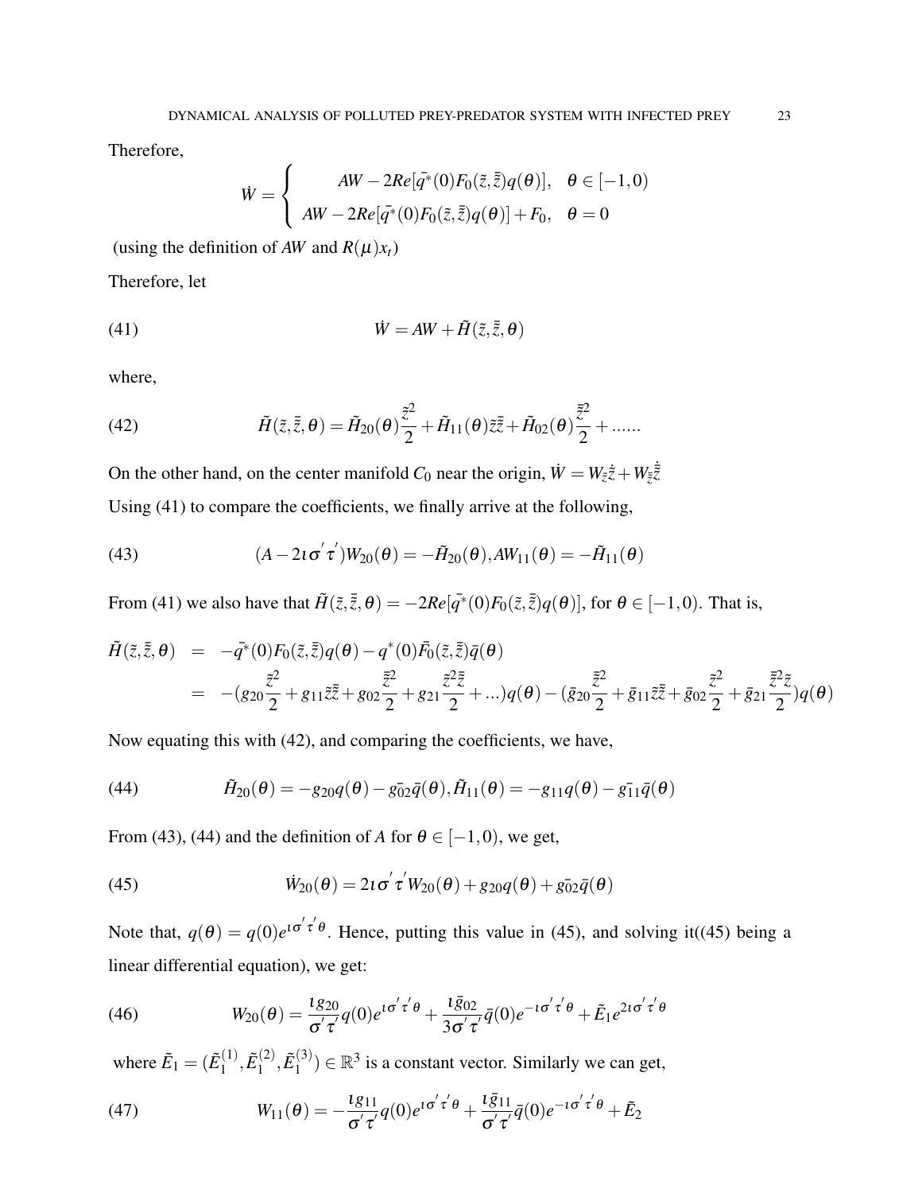Therefore,

$$\dot{W} = \begin{cases} AW - 2Re[\bar{q^*}(0)F_0(\tilde{z},\bar{\tilde{z}})q(\theta)], & \theta \in [-1,0) \\ AW - 2Re[\bar{q^*}(0)F_0(\tilde{z},\bar{\tilde{z}})q(\theta)] + F_0, & \theta = 0 \end{cases}$$

(using the definition of $AW$ and $R(\mu)x_t$)

Therefore, let

$$\dot{W} = AW + \tilde{H}(\tilde{z},\bar{\tilde{z}},\theta) \tag{41}$$

where,

$$\tilde{H}(\tilde{z},\bar{\tilde{z}},\theta) = \tilde{H}_{20}(\theta)\frac{\tilde{z}^2}{2} + \tilde{H}_{11}(\theta)\tilde{z}\bar{\tilde{z}} + \tilde{H}_{02}(\theta)\frac{\bar{\tilde{z}}^2}{2} + \ldots\ldots \tag{42}$$

On the other hand, on the center manifold $C_0$ near the origin, $\dot{W} = W_{\tilde{z}}\dot{\tilde{z}} + W_{\bar{\tilde{z}}}\dot{\bar{\tilde{z}}}$

Using (41) to compare the coefficients, we finally arrive at the following,

$$(A - 2\iota\sigma'\tau')W_{20}(\theta) = -\tilde{H}_{20}(\theta), AW_{11}(\theta) = -\tilde{H}_{11}(\theta) \tag{43}$$

From (41) we also have that $\tilde{H}(\tilde{z},\bar{\tilde{z}},\theta) = -2Re[\bar{q^*}(0)F_0(\tilde{z},\bar{\tilde{z}})q(\theta)]$, for $\theta \in [-1,0)$. That is,

$$\begin{aligned} \tilde{H}(\tilde{z},\bar{\tilde{z}},\theta) &= -\bar{q^*}(0)F_0(\tilde{z},\bar{\tilde{z}})q(\theta) - q^*(0)\bar{F_0}(\tilde{z},\bar{\tilde{z}})\bar{q}(\theta) \\ &= -(g_{20}\frac{\tilde{z}^2}{2} + g_{11}\tilde{z}\bar{\tilde{z}} + g_{02}\frac{\bar{\tilde{z}}^2}{2} + g_{21}\frac{\tilde{z}^2\bar{\tilde{z}}}{2} + \ldots)q(\theta) - (\bar{g}_{20}\frac{\bar{\tilde{z}}^2}{2} + \bar{g}_{11}\tilde{z}\bar{\tilde{z}} + \bar{g}_{02}\frac{\tilde{z}^2}{2} + \bar{g}_{21}\frac{\bar{\tilde{z}}^2\tilde{z}}{2})q(\theta) \end{aligned}$$

Now equating this with (42), and comparing the coefficients, we have,

$$\tilde{H}_{20}(\theta) = -g_{20}q(\theta) - \bar{g_{02}}\bar{q}(\theta), \tilde{H}_{11}(\theta) = -g_{11}q(\theta) - \bar{g_{11}}\bar{q}(\theta) \tag{44}$$

From (43), (44) and the definition of $A$ for $\theta \in [-1,0)$, we get,

$$\dot{W}_{20}(\theta) = 2\iota\sigma'\tau'W_{20}(\theta) + g_{20}q(\theta) + \bar{g_{02}}\bar{q}(\theta) \tag{45}$$

Note that, $q(\theta) = q(0)e^{\iota\sigma'\tau'\theta}$. Hence, putting this value in (45), and solving it((45) being a linear differential equation), we get:

$$W_{20}(\theta) = \frac{\iota g_{20}}{\sigma'\tau'}q(0)e^{\iota\sigma'\tau'\theta} + \frac{\iota\bar{g}_{02}}{3\sigma'\tau'}\bar{q}(0)e^{-\iota\sigma'\tau'\theta} + \tilde{E}_1 e^{2\iota\sigma'\tau'\theta} \tag{46}$$

where $\tilde{E}_1 = (\tilde{E}_1^{(1)}, \tilde{E}_1^{(2)}, \tilde{E}_1^{(3)}) \in \mathbb{R}^3$ is a constant vector. Similarly we can get,

$$W_{11}(\theta) = -\frac{\iota g_{11}}{\sigma'\tau'}q(0)e^{\iota\sigma'\tau'\theta} + \frac{\iota\bar{g}_{11}}{\sigma'\tau'}\bar{q}(0)e^{-\iota\sigma'\tau'\theta} + \tilde{E}_2 \tag{47}$$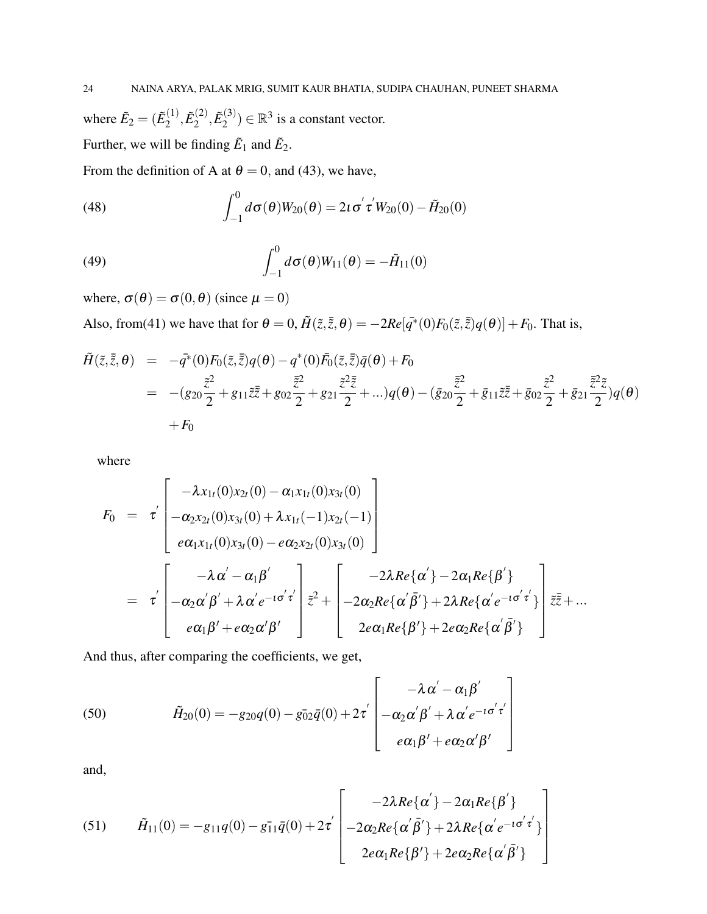where $\tilde{E}_2 = (\tilde{E}_2^{(1)}, \tilde{E}_2^{(2)}, \tilde{E}_2^{(3)}) \in \mathbb{R}^3$ is a constant vector.

Further, we will be finding $\tilde{E}_1$ and $\tilde{E}_2$.

From the definition of A at $\theta = 0$, and (43), we have,

$$\int_{-1}^{0} d\sigma(\theta) W_{20}(\theta) = 2\iota\sigma^{'}\tau^{'} W_{20}(0) - \tilde{H}_{20}(0) \tag{48}$$

$$\int_{-1}^{0} d\sigma(\theta) W_{11}(\theta) = -\tilde{H}_{11}(0) \tag{49}$$

where, $\sigma(\theta) = \sigma(0, \theta)$ (since $\mu = 0$)

Also, from(41) we have that for $\theta = 0$, $\tilde{H}(\tilde{z}, \bar{\tilde{z}}, \theta) = -2Re[\bar{q^*}(0) F_0(\tilde{z}, \bar{\tilde{z}}) q(\theta)] + F_0$. That is,

$$\begin{aligned}
\tilde{H}(\tilde{z}, \bar{\tilde{z}}, \theta) &= -\bar{q^*}(0) F_0(\tilde{z}, \bar{\tilde{z}}) q(\theta) - q^*(0) \bar{F_0}(\tilde{z}, \bar{\tilde{z}}) \bar{q}(\theta) + F_0 \\
&= -(g_{20}\frac{\tilde{z}^2}{2} + g_{11}\tilde{z}\bar{\tilde{z}} + g_{02}\frac{\bar{\tilde{z}}^2}{2} + g_{21}\frac{\tilde{z}^2\bar{\tilde{z}}}{2} + \ldots) q(\theta) - (\bar{g}_{20}\frac{\bar{\tilde{z}}^2}{2} + \bar{g}_{11}\tilde{z}\bar{\tilde{z}} + \bar{g}_{02}\frac{\tilde{z}^2}{2} + \bar{g}_{21}\frac{\bar{\tilde{z}}^2\tilde{z}}{2}) q(\theta) \\
&\quad + F_0
\end{aligned}$$

where

$$\begin{aligned}
F_0 &= \tau^{'} \begin{bmatrix} -\lambda x_{1t}(0) x_{2t}(0) - \alpha_1 x_{1t}(0) x_{3t}(0) \\ -\alpha_2 x_{2t}(0) x_{3t}(0) + \lambda x_{1t}(-1) x_{2t}(-1) \\ e\alpha_1 x_{1t}(0) x_{3t}(0) - e\alpha_2 x_{2t}(0) x_{3t}(0) \end{bmatrix} \\
&= \tau^{'} \begin{bmatrix} -\lambda\alpha^{'} - \alpha_1\beta^{'} \\ -\alpha_2\alpha^{'}\beta^{'} + \lambda\alpha^{'} e^{-\iota\sigma^{'}\tau^{'}} \\ e\alpha_1\beta^{\prime} + e\alpha_2\alpha^{\prime}\beta^{\prime} \end{bmatrix} \tilde{z}^2 + \begin{bmatrix} -2\lambda Re\{\alpha^{'}\} - 2\alpha_1 Re\{\beta^{'}\} \\ -2\alpha_2 Re\{\alpha^{'}\bar{\beta}^{'}\} + 2\lambda Re\{\alpha^{'} e^{-\iota\sigma^{'}\tau^{'}}\} \\ 2e\alpha_1 Re\{\beta^{\prime}\} + 2e\alpha_2 Re\{\alpha^{'}\bar{\beta}^{'}\} \end{bmatrix} \tilde{z}\bar{\tilde{z}} + \ldots
\end{aligned}$$

And thus, after comparing the coefficients, we get,

$$\tilde{H}_{20}(0) = -g_{20}q(0) - \bar{g_{02}}\bar{q}(0) + 2\tau^{'} \begin{bmatrix} -\lambda\alpha^{'} - \alpha_1\beta^{'} \\ -\alpha_2\alpha^{'}\beta^{'} + \lambda\alpha^{'} e^{-\iota\sigma^{'}\tau^{'}} \\ e\alpha_1\beta^{\prime} + e\alpha_2\alpha^{\prime}\beta^{\prime} \end{bmatrix} \tag{50}$$

and,

$$\tilde{H}_{11}(0) = -g_{11}q(0) - \bar{g_{11}}\bar{q}(0) + 2\tau^{'} \begin{bmatrix} -2\lambda Re\{\alpha^{'}\} - 2\alpha_1 Re\{\beta^{'}\} \\ -2\alpha_2 Re\{\alpha^{'}\bar{\beta}^{'}\} + 2\lambda Re\{\alpha^{'} e^{-\iota\sigma^{'}\tau^{'}}\} \\ 2e\alpha_1 Re\{\beta^{\prime}\} + 2e\alpha_2 Re\{\alpha^{'}\bar{\beta}^{'}\} \end{bmatrix} \tag{51}$$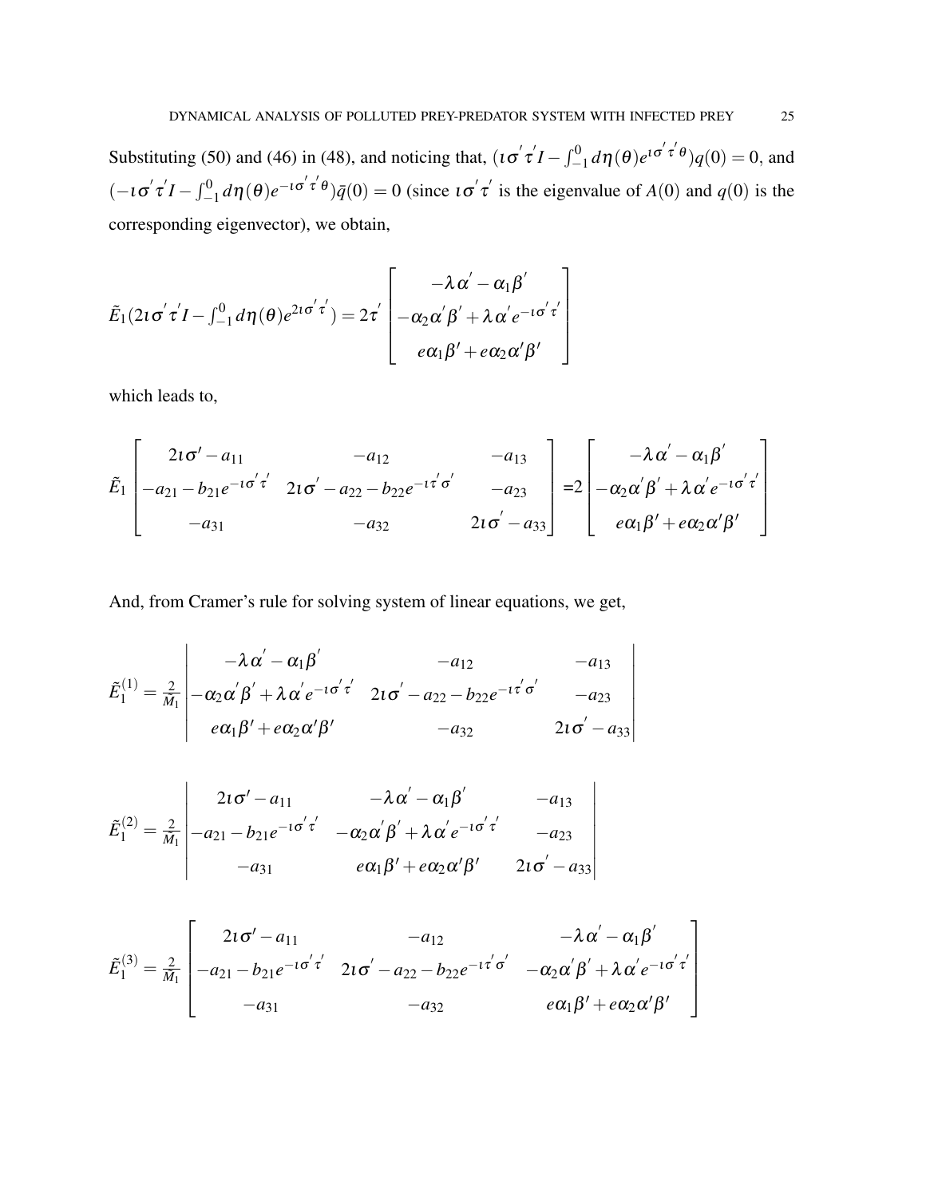Substituting (50) and (46) in (48), and noticing that, $(\iota\sigma^{'}\tau^{'}I - \int_{-1}^{0} d\eta(\theta)e^{\iota\sigma^{'}\tau^{'}\theta})q(0) = 0$, and $(-\iota\sigma^{'}\tau^{'}I - \int_{-1}^{0} d\eta(\theta)e^{-\iota\sigma^{'}\tau^{'}\theta})\bar{q}(0) = 0$ (since $\iota\sigma^{'}\tau^{'}$ is the eigenvalue of $A(0)$ and $q(0)$ is the corresponding eigenvector), we obtain,

$$\tilde{E}_1(2\iota\sigma^{'}\tau^{'}I - \int_{-1}^{0} d\eta(\theta)e^{2\iota\sigma^{'}\tau^{'}}) = 2\tau^{'}\begin{bmatrix} -\lambda\alpha^{'} - \alpha_1\beta^{'} \\ -\alpha_2\alpha^{'}\beta^{'} + \lambda\alpha^{'}e^{-\iota\sigma^{'}\tau^{'}} \\ e\alpha_1\beta^{\prime} + e\alpha_2\alpha^{\prime}\beta^{\prime} \end{bmatrix}$$

which leads to,

$$\tilde{E}_1\begin{bmatrix} 2\iota\sigma^{\prime} - a_{11} & -a_{12} & -a_{13} \\ -a_{21} - b_{21}e^{-\iota\sigma^{'}\tau^{'}} & 2\iota\sigma^{'} - a_{22} - b_{22}e^{-\iota\tau^{'}\sigma^{'}} & -a_{23} \\ -a_{31} & -a_{32} & 2\iota\sigma^{'} - a_{33} \end{bmatrix} = 2\begin{bmatrix} -\lambda\alpha^{'} - \alpha_1\beta^{'} \\ -\alpha_2\alpha^{'}\beta^{'} + \lambda\alpha^{'}e^{-\iota\sigma^{'}\tau^{'}} \\ e\alpha_1\beta^{\prime} + e\alpha_2\alpha^{\prime}\beta^{\prime} \end{bmatrix}$$

And, from Cramer's rule for solving system of linear equations, we get,

$$\tilde{E}_1^{(1)} = \frac{2}{\tilde{M}_1}\begin{vmatrix} -\lambda\alpha^{'} - \alpha_1\beta^{'} & -a_{12} & -a_{13} \\ -\alpha_2\alpha^{'}\beta^{'} + \lambda\alpha^{'}e^{-\iota\sigma^{'}\tau^{'}} & 2\iota\sigma^{'} - a_{22} - b_{22}e^{-\iota\tau^{'}\sigma^{'}} & -a_{23} \\ e\alpha_1\beta^{\prime} + e\alpha_2\alpha^{\prime}\beta^{\prime} & -a_{32} & 2\iota\sigma^{'} - a_{33} \end{vmatrix}$$

$$\tilde{E}_1^{(2)} = \frac{2}{\tilde{M}_1}\begin{vmatrix} 2\iota\sigma^{\prime} - a_{11} & -\lambda\alpha^{'} - \alpha_1\beta^{'} & -a_{13} \\ -a_{21} - b_{21}e^{-\iota\sigma^{'}\tau^{'}} & -\alpha_2\alpha^{'}\beta^{'} + \lambda\alpha^{'}e^{-\iota\sigma^{'}\tau^{'}} & -a_{23} \\ -a_{31} & e\alpha_1\beta^{\prime} + e\alpha_2\alpha^{\prime}\beta^{\prime} & 2\iota\sigma^{'} - a_{33} \end{vmatrix}$$

$$\tilde{E}_1^{(3)} = \frac{2}{\tilde{M}_1}\begin{bmatrix} 2\iota\sigma^{\prime} - a_{11} & -a_{12} & -\lambda\alpha^{'} - \alpha_1\beta^{'} \\ -a_{21} - b_{21}e^{-\iota\sigma^{'}\tau^{'}} & 2\iota\sigma^{'} - a_{22} - b_{22}e^{-\iota\tau^{'}\sigma^{'}} & -\alpha_2\alpha^{'}\beta^{'} + \lambda\alpha^{'}e^{-\iota\sigma^{'}\tau^{'}} \\ -a_{31} & -a_{32} & e\alpha_1\beta^{\prime} + e\alpha_2\alpha^{\prime}\beta^{\prime} \end{bmatrix}$$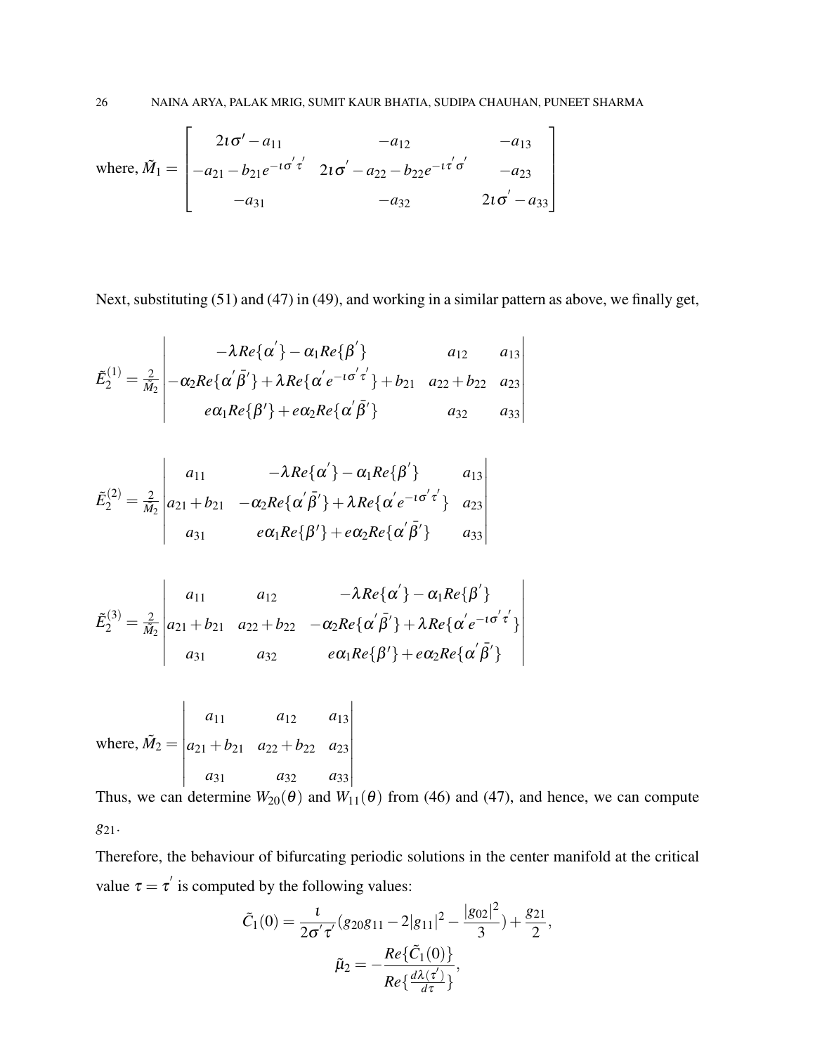where, $\tilde{M}_1 = \begin{bmatrix} 2\iota\sigma' - a_{11} & -a_{12} & -a_{13} \\ -a_{21} - b_{21}e^{-\iota\sigma'\tau'} & 2\iota\sigma' - a_{22} - b_{22}e^{-\iota\tau'\sigma'} & -a_{23} \\ -a_{31} & -a_{32} & 2\iota\sigma' - a_{33} \end{bmatrix}$

Next, substituting (51) and (47) in (49), and working in a similar pattern as above, we finally get,

$$\tilde{E}_2^{(1)} = \frac{2}{\tilde{M}_2} \begin{vmatrix} -\lambda Re\{\alpha'\} - \alpha_1 Re\{\beta'\} & a_{12} & a_{13} \\ -\alpha_2 Re\{\alpha'\bar{\beta}'\} + \lambda Re\{\alpha' e^{-\iota\sigma'\tau'}\} + b_{21} & a_{22} + b_{22} & a_{23} \\ e\alpha_1 Re\{\beta'\} + e\alpha_2 Re\{\alpha'\bar{\beta}'\} & a_{32} & a_{33} \end{vmatrix}$$

$$\tilde{E}_2^{(2)} = \frac{2}{\tilde{M}_2} \begin{vmatrix} a_{11} & -\lambda Re\{\alpha'\} - \alpha_1 Re\{\beta'\} & a_{13} \\ a_{21} + b_{21} & -\alpha_2 Re\{\alpha'\bar{\beta}'\} + \lambda Re\{\alpha' e^{-\iota\sigma'\tau'}\} & a_{23} \\ a_{31} & e\alpha_1 Re\{\beta'\} + e\alpha_2 Re\{\alpha'\bar{\beta}'\} & a_{33} \end{vmatrix}$$

$$\tilde{E}_2^{(3)} = \frac{2}{\tilde{M}_2} \begin{vmatrix} a_{11} & a_{12} & -\lambda Re\{\alpha'\} - \alpha_1 Re\{\beta'\} \\ a_{21} + b_{21} & a_{22} + b_{22} & -\alpha_2 Re\{\alpha'\bar{\beta}'\} + \lambda Re\{\alpha' e^{-\iota\sigma'\tau'}\} \\ a_{31} & a_{32} & e\alpha_1 Re\{\beta'\} + e\alpha_2 Re\{\alpha'\bar{\beta}'\} \end{vmatrix}$$

where, $\tilde{M}_2 = \begin{vmatrix} a_{11} & a_{12} & a_{13} \\ a_{21} + b_{21} & a_{22} + b_{22} & a_{23} \\ a_{31} & a_{32} & a_{33} \end{vmatrix}$

Thus, we can determine $W_{20}(\theta)$ and $W_{11}(\theta)$ from (46) and (47), and hence, we can compute $g_{21}$.

Therefore, the behaviour of bifurcating periodic solutions in the center manifold at the critical value $\tau = \tau'$ is computed by the following values:

$$\tilde{C}_1(0) = \frac{\iota}{2\sigma'\tau'}\left(g_{20}g_{11} - 2|g_{11}|^2 - \frac{|g_{02}|^2}{3}\right) + \frac{g_{21}}{2},$$

$$\tilde{\mu}_2 = -\frac{Re\{\tilde{C}_1(0)\}}{Re\{\frac{d\lambda(\tau')}{d\tau}\}},$$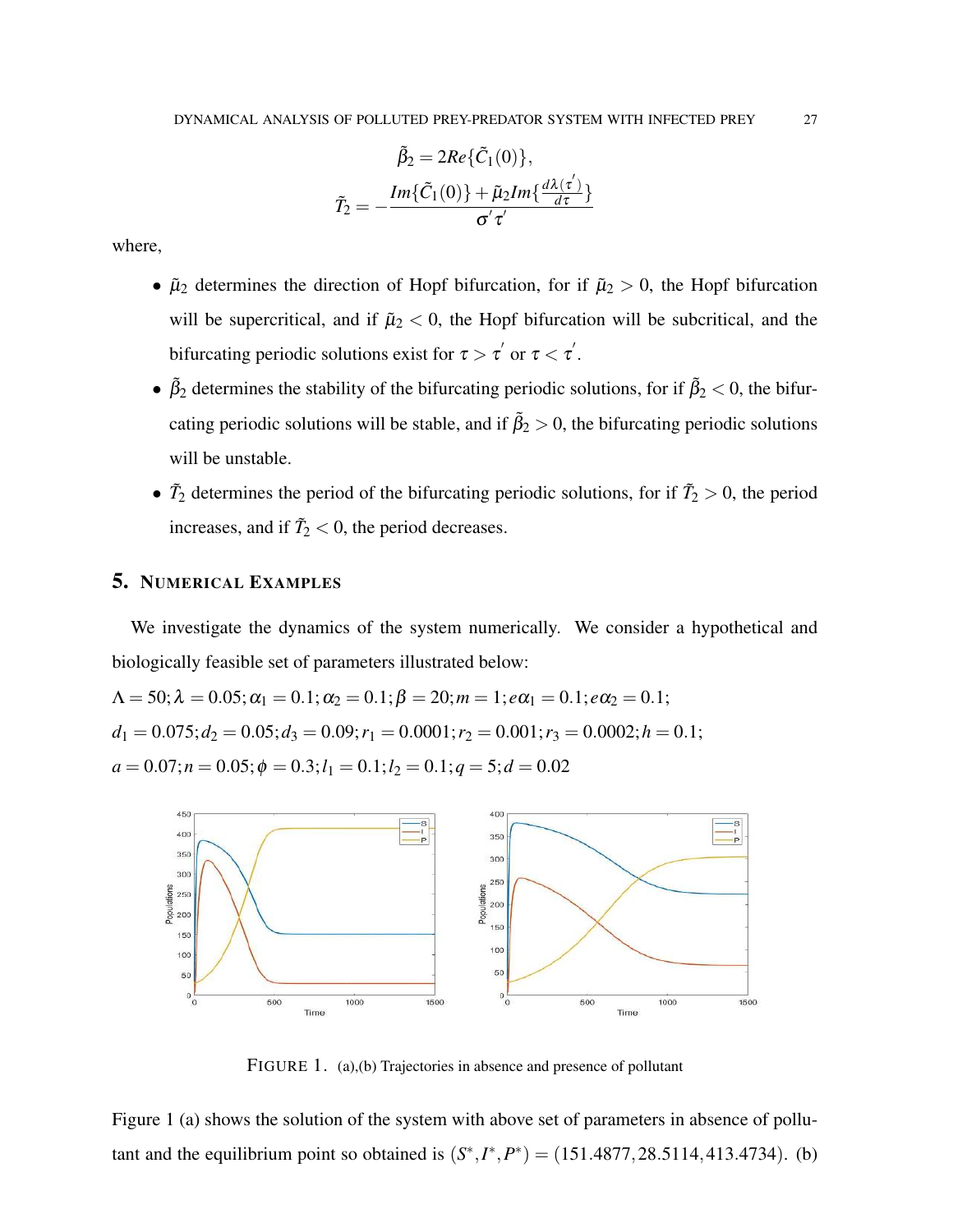$$\tilde{\beta}_2 = 2Re\{\tilde{C}_1(0)\},$$

$$\tilde{T}_2 = -\frac{Im\{\tilde{C}_1(0)\} + \tilde{\mu}_2 Im\{\frac{d\lambda(\tau^{'})}{d\tau}\}}{\sigma^{'}\tau^{'}}$$

where,

- $\tilde{\mu}_2$ determines the direction of Hopf bifurcation, for if $\tilde{\mu}_2 > 0$, the Hopf bifurcation will be supercritical, and if $\tilde{\mu}_2 < 0$, the Hopf bifurcation will be subcritical, and the bifurcating periodic solutions exist for $\tau > \tau^{'}$ or $\tau < \tau^{'}$.
- $\tilde{\beta}_2$ determines the stability of the bifurcating periodic solutions, for if $\tilde{\beta}_2 < 0$, the bifurcating periodic solutions will be stable, and if $\tilde{\beta}_2 > 0$, the bifurcating periodic solutions will be unstable.
- $\tilde{T}_2$ determines the period of the bifurcating periodic solutions, for if $\tilde{T}_2 > 0$, the period increases, and if $\tilde{T}_2 < 0$, the period decreases.

## 5. Numerical Examples

We investigate the dynamics of the system numerically. We consider a hypothetical and biologically feasible set of parameters illustrated below:

$\Lambda = 50; \lambda = 0.05; \alpha_1 = 0.1; \alpha_2 = 0.1; \beta = 20; m = 1; e\alpha_1 = 0.1; e\alpha_2 = 0.1;$
$d_1 = 0.075; d_2 = 0.05; d_3 = 0.09; r_1 = 0.0001; r_2 = 0.001; r_3 = 0.0002; h = 0.1;$
$a = 0.07; n = 0.05; \phi = 0.3; l_1 = 0.1; l_2 = 0.1; q = 5; d = 0.02$

Populations
Time
S
I
P

FIGURE 1. (a),(b) Trajectories in absence and presence of pollutant

Figure 1 (a) shows the solution of the system with above set of parameters in absence of pollutant and the equilibrium point so obtained is $(S^*, I^*, P^*) = (151.4877, 28.5114, 413.4734)$. (b)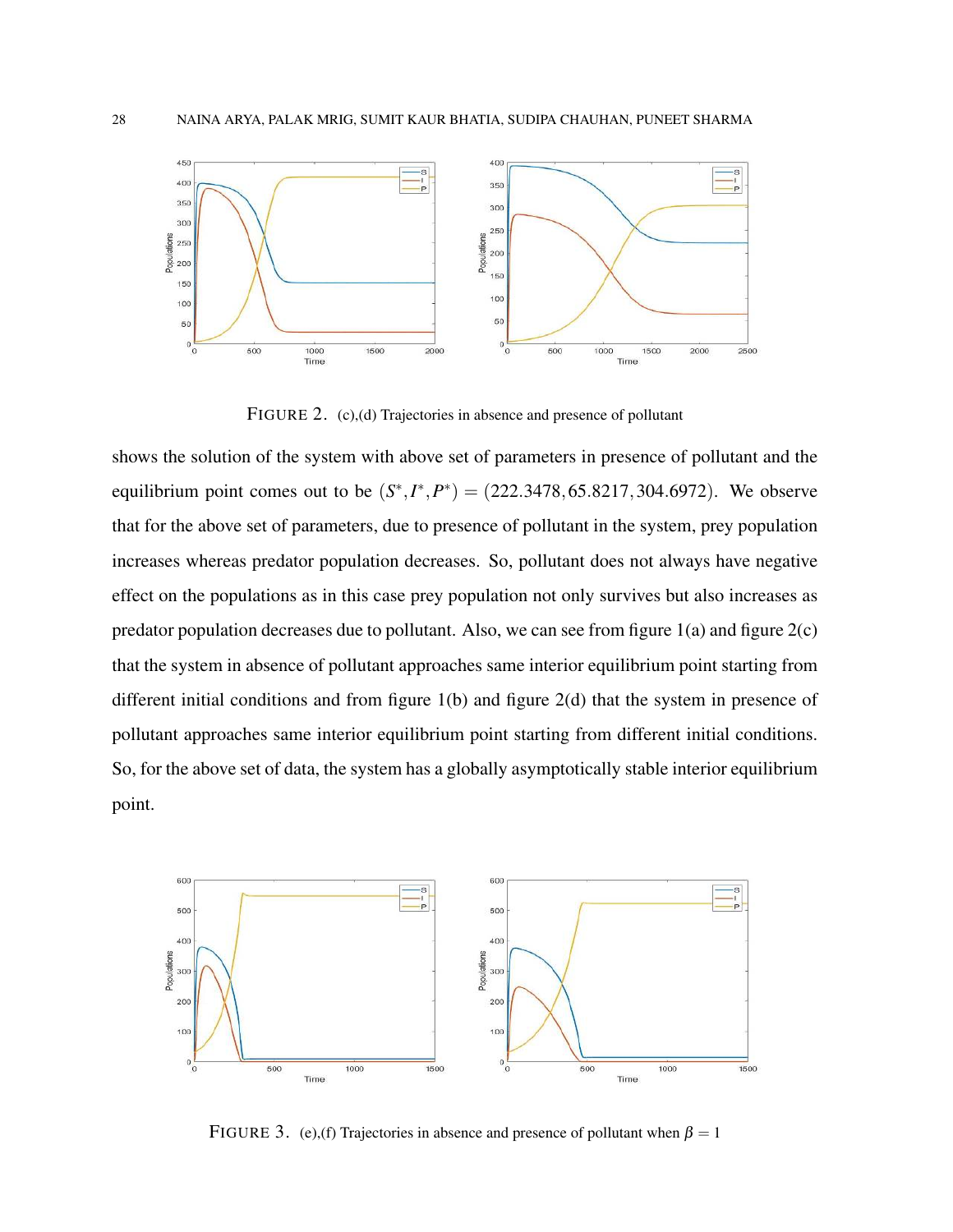Populations

Time

S

I

P

FIGURE 2. (c),(d) Trajectories in absence and presence of pollutant

shows the solution of the system with above set of parameters in presence of pollutant and the equilibrium point comes out to be $(S^*, I^*, P^*) = (222.3478, 65.8217, 304.6972)$. We observe that for the above set of parameters, due to presence of pollutant in the system, prey population increases whereas predator population decreases. So, pollutant does not always have negative effect on the populations as in this case prey population not only survives but also increases as predator population decreases due to pollutant. Also, we can see from figure 1(a) and figure 2(c) that the system in absence of pollutant approaches same interior equilibrium point starting from different initial conditions and from figure 1(b) and figure 2(d) that the system in presence of pollutant approaches same interior equilibrium point starting from different initial conditions. So, for the above set of data, the system has a globally asymptotically stable interior equilibrium point.

Populations

Time

S

I

P

FIGURE 3. (e),(f) Trajectories in absence and presence of pollutant when $\beta = 1$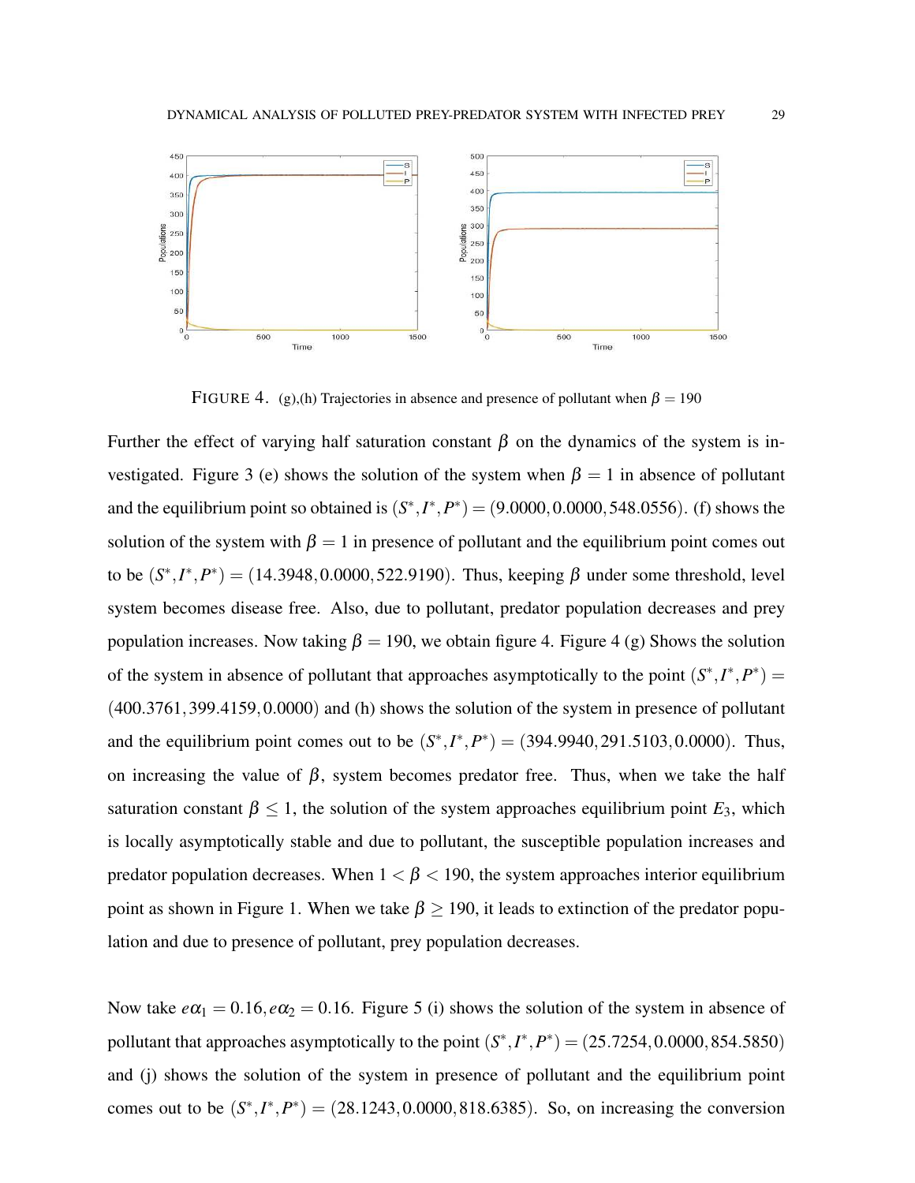450
400
350
300
250
200
150
100
50
0
Populations
0
500
1000
1500
Time
S
I
P

500
450
400
350
300
250
200
150
100
50
0
Populations
0
500
1000
1500
Time
S
I
P

FIGURE 4. (g),(h) Trajectories in absence and presence of pollutant when $\beta = 190$

Further the effect of varying half saturation constant $\beta$ on the dynamics of the system is investigated. Figure 3 (e) shows the solution of the system when $\beta = 1$ in absence of pollutant and the equilibrium point so obtained is $(S^*, I^*, P^*) = (9.0000, 0.0000, 548.0556)$. (f) shows the solution of the system with $\beta = 1$ in presence of pollutant and the equilibrium point comes out to be $(S^*, I^*, P^*) = (14.3948, 0.0000, 522.9190)$. Thus, keeping $\beta$ under some threshold, level system becomes disease free. Also, due to pollutant, predator population decreases and prey population increases. Now taking $\beta = 190$, we obtain figure 4. Figure 4 (g) Shows the solution of the system in absence of pollutant that approaches asymptotically to the point $(S^*, I^*, P^*) = (400.3761, 399.4159, 0.0000)$ and (h) shows the solution of the system in presence of pollutant and the equilibrium point comes out to be $(S^*, I^*, P^*) = (394.9940, 291.5103, 0.0000)$. Thus, on increasing the value of $\beta$, system becomes predator free. Thus, when we take the half saturation constant $\beta \leq 1$, the solution of the system approaches equilibrium point $E_3$, which is locally asymptotically stable and due to pollutant, the susceptible population increases and predator population decreases. When $1 < \beta < 190$, the system approaches interior equilibrium point as shown in Figure 1. When we take $\beta \geq 190$, it leads to extinction of the predator population and due to presence of pollutant, prey population decreases.

Now take $e\alpha_1 = 0.16, e\alpha_2 = 0.16$. Figure 5 (i) shows the solution of the system in absence of pollutant that approaches asymptotically to the point $(S^*, I^*, P^*) = (25.7254, 0.0000, 854.5850)$ and (j) shows the solution of the system in presence of pollutant and the equilibrium point comes out to be $(S^*, I^*, P^*) = (28.1243, 0.0000, 818.6385)$. So, on increasing the conversion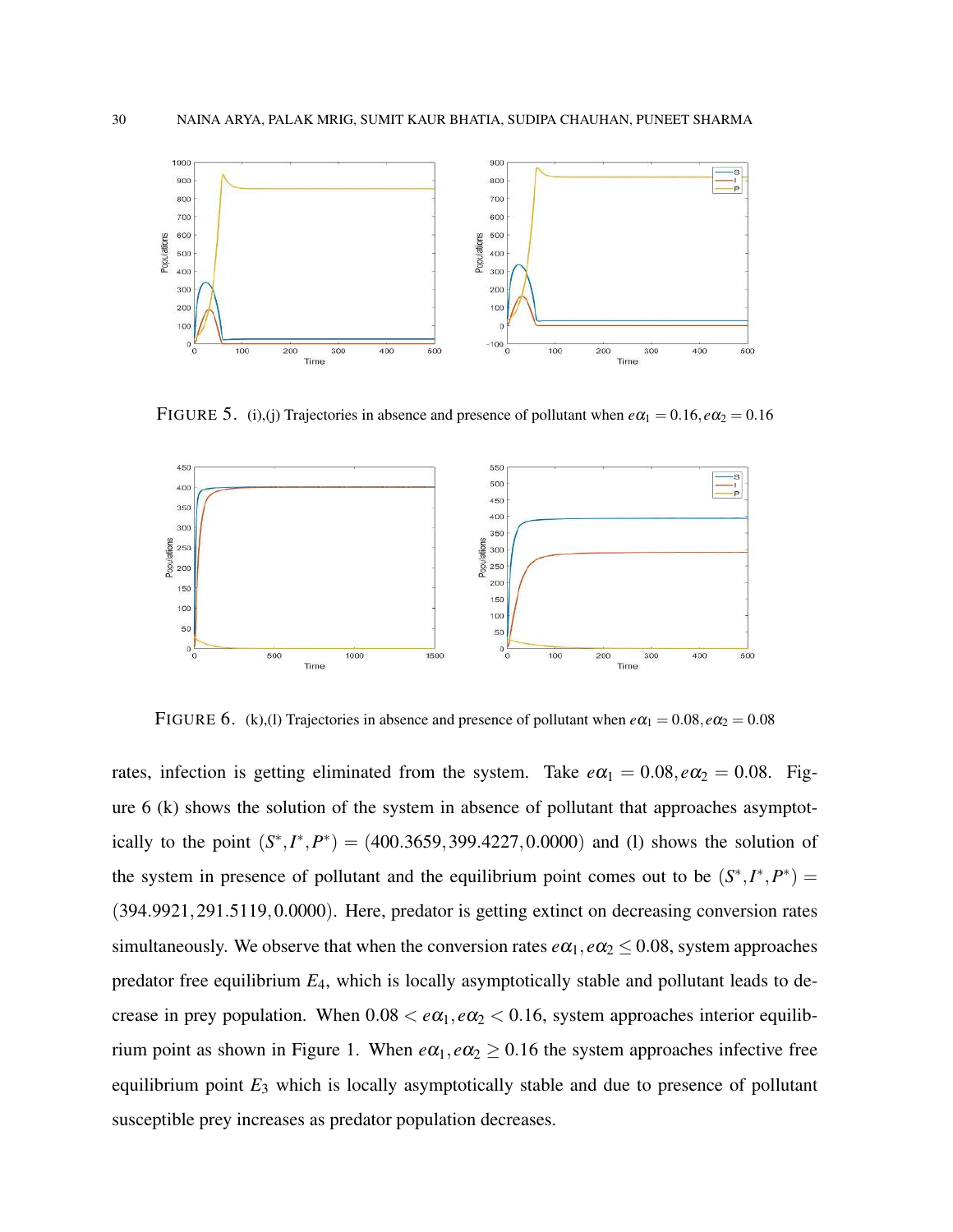Populations

Time

S
I
P

FIGURE 5. (i),(j) Trajectories in absence and presence of pollutant when $e\alpha_1 = 0.16, e\alpha_2 = 0.16$

Populations

Time

S
I
P

FIGURE 6. (k),(l) Trajectories in absence and presence of pollutant when $e\alpha_1 = 0.08, e\alpha_2 = 0.08$

rates, infection is getting eliminated from the system. Take $e\alpha_1 = 0.08, e\alpha_2 = 0.08$. Figure 6 (k) shows the solution of the system in absence of pollutant that approaches asymptotically to the point $(S^*, I^*, P^*) = (400.3659, 399.4227, 0.0000)$ and (l) shows the solution of the system in presence of pollutant and the equilibrium point comes out to be $(S^*, I^*, P^*) = (394.9921, 291.5119, 0.0000)$. Here, predator is getting extinct on decreasing conversion rates simultaneously. We observe that when the conversion rates $e\alpha_1, e\alpha_2 \leq 0.08$, system approaches predator free equilibrium $E_4$, which is locally asymptotically stable and pollutant leads to decrease in prey population. When $0.08 < e\alpha_1, e\alpha_2 < 0.16$, system approaches interior equilibrium point as shown in Figure 1. When $e\alpha_1, e\alpha_2 \geq 0.16$ the system approaches infective free equilibrium point $E_3$ which is locally asymptotically stable and due to presence of pollutant susceptible prey increases as predator population decreases.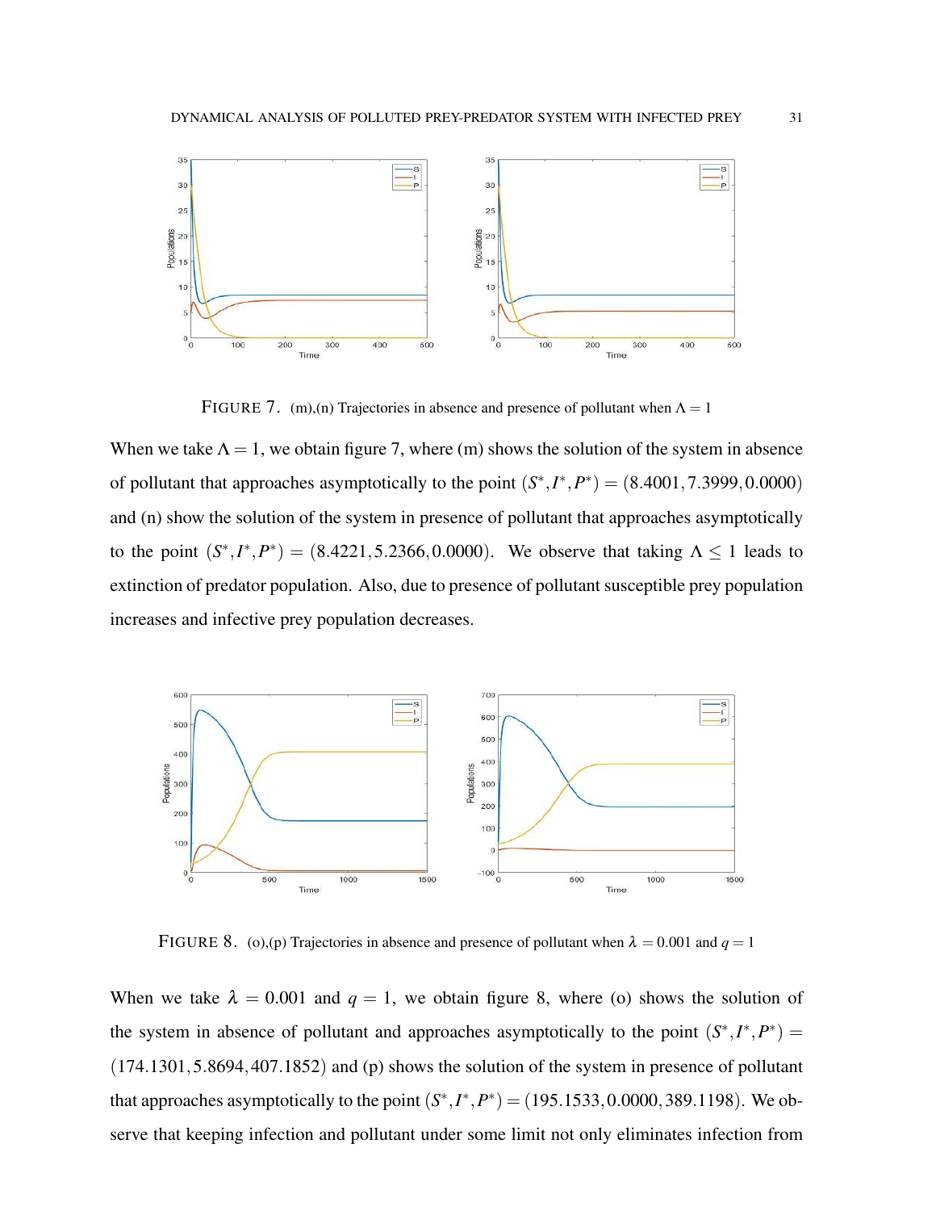FIGURE 7. (m),(n) Trajectories in absence and presence of pollutant when $\Lambda = 1$

When we take $\Lambda = 1$, we obtain figure 7, where (m) shows the solution of the system in absence of pollutant that approaches asymptotically to the point $(S^*, I^*, P^*) = (8.4001, 7.3999, 0.0000)$ and (n) show the solution of the system in presence of pollutant that approaches asymptotically to the point $(S^*, I^*, P^*) = (8.4221, 5.2366, 0.0000)$. We observe that taking $\Lambda \leq 1$ leads to extinction of predator population. Also, due to presence of pollutant susceptible prey population increases and infective prey population decreases.

FIGURE 8. (o),(p) Trajectories in absence and presence of pollutant when $\lambda = 0.001$ and $q = 1$

When we take $\lambda = 0.001$ and $q = 1$, we obtain figure 8, where (o) shows the solution of the system in absence of pollutant and approaches asymptotically to the point $(S^*, I^*, P^*) = (174.1301, 5.8694, 407.1852)$ and (p) shows the solution of the system in presence of pollutant that approaches asymptotically to the point $(S^*, I^*, P^*) = (195.1533, 0.0000, 389.1198)$. We observe that keeping infection and pollutant under some limit not only eliminates infection from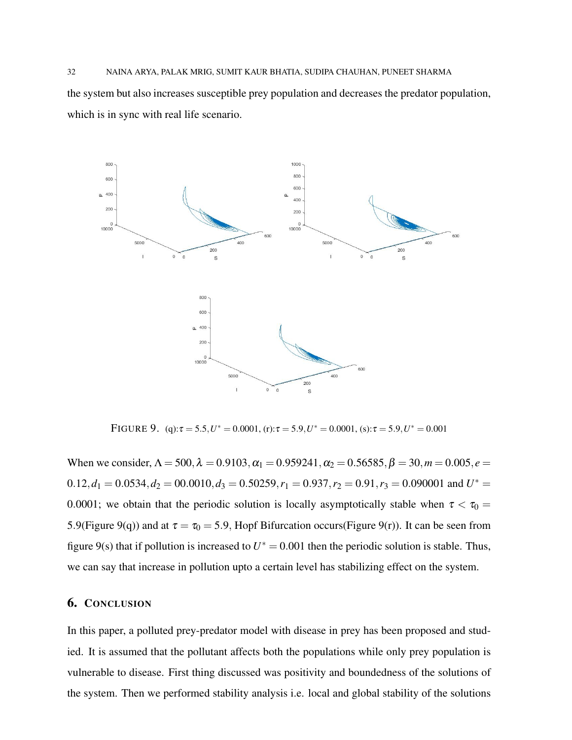the system but also increases susceptible prey population and decreases the predator population, which is in sync with real life scenario.

800
600
P 400
200
0
10000
5000
I
0 0
200
S
400
600

1000
800
600
P 400
200
0
10000
5000
I
0 0
200
S
400
600

800
600
P 400
200
0
10000
5000
I
0 0
200
S
400
600

FIGURE 9. (q):$\tau = 5.5, U^* = 0.0001$, (r):$\tau = 5.9, U^* = 0.0001$, (s):$\tau = 5.9, U^* = 0.001$

When we consider, $\Lambda = 500, \lambda = 0.9103, \alpha_1 = 0.959241, \alpha_2 = 0.56585, \beta = 30, m = 0.005, e = 0.12, d_1 = 0.0534, d_2 = 00.0010, d_3 = 0.50259, r_1 = 0.937, r_2 = 0.91, r_3 = 0.090001$ and $U^* = 0.0001$; we obtain that the periodic solution is locally asymptotically stable when $\tau < \tau_0 = 5.9$(Figure 9(q)) and at $\tau = \tau_0 = 5.9$, Hopf Bifurcation occurs(Figure 9(r)). It can be seen from figure 9(s) that if pollution is increased to $U^* = 0.001$ then the periodic solution is stable. Thus, we can say that increase in pollution upto a certain level has stabilizing effect on the system.

## 6. Conclusion

In this paper, a polluted prey-predator model with disease in prey has been proposed and studied. It is assumed that the pollutant affects both the populations while only prey population is vulnerable to disease. First thing discussed was positivity and boundedness of the solutions of the system. Then we performed stability analysis i.e. local and global stability of the solutions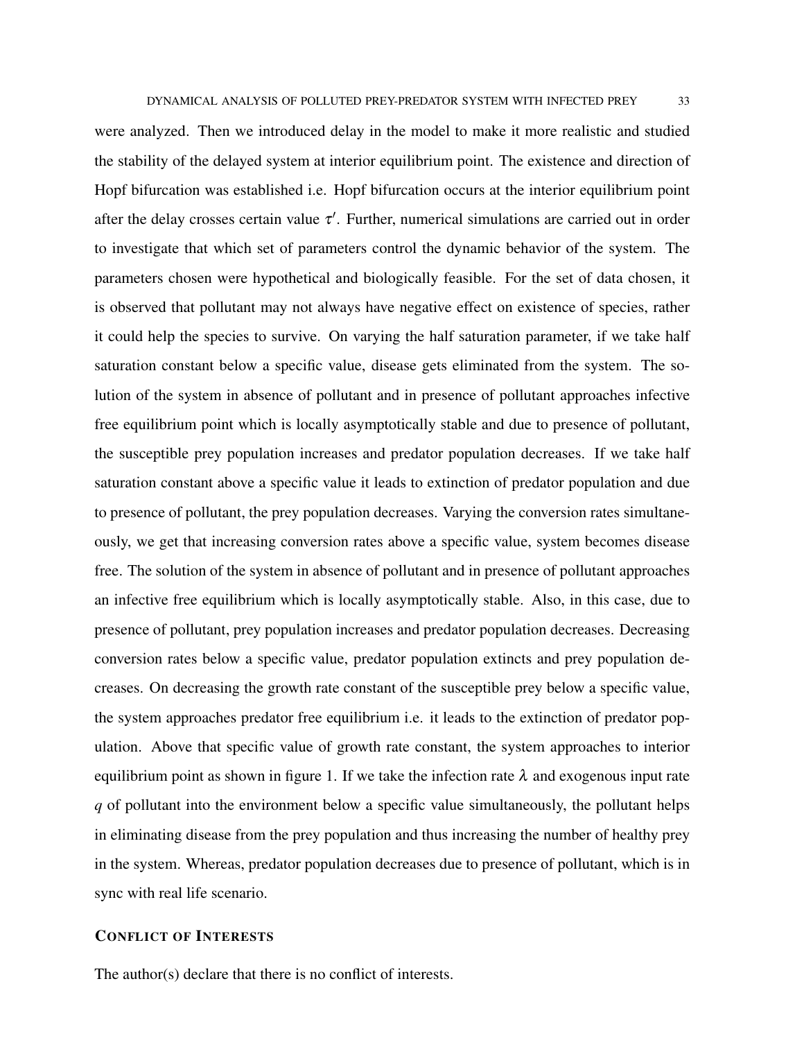were analyzed. Then we introduced delay in the model to make it more realistic and studied the stability of the delayed system at interior equilibrium point. The existence and direction of Hopf bifurcation was established i.e. Hopf bifurcation occurs at the interior equilibrium point after the delay crosses certain value $\tau'$. Further, numerical simulations are carried out in order to investigate that which set of parameters control the dynamic behavior of the system. The parameters chosen were hypothetical and biologically feasible. For the set of data chosen, it is observed that pollutant may not always have negative effect on existence of species, rather it could help the species to survive. On varying the half saturation parameter, if we take half saturation constant below a specific value, disease gets eliminated from the system. The solution of the system in absence of pollutant and in presence of pollutant approaches infective free equilibrium point which is locally asymptotically stable and due to presence of pollutant, the susceptible prey population increases and predator population decreases. If we take half saturation constant above a specific value it leads to extinction of predator population and due to presence of pollutant, the prey population decreases. Varying the conversion rates simultaneously, we get that increasing conversion rates above a specific value, system becomes disease free. The solution of the system in absence of pollutant and in presence of pollutant approaches an infective free equilibrium which is locally asymptotically stable. Also, in this case, due to presence of pollutant, prey population increases and predator population decreases. Decreasing conversion rates below a specific value, predator population extincts and prey population decreases. On decreasing the growth rate constant of the susceptible prey below a specific value, the system approaches predator free equilibrium i.e. it leads to the extinction of predator population. Above that specific value of growth rate constant, the system approaches to interior equilibrium point as shown in figure 1. If we take the infection rate $\lambda$ and exogenous input rate $q$ of pollutant into the environment below a specific value simultaneously, the pollutant helps in eliminating disease from the prey population and thus increasing the number of healthy prey in the system. Whereas, predator population decreases due to presence of pollutant, which is in sync with real life scenario.

## CONFLICT OF INTERESTS

The author(s) declare that there is no conflict of interests.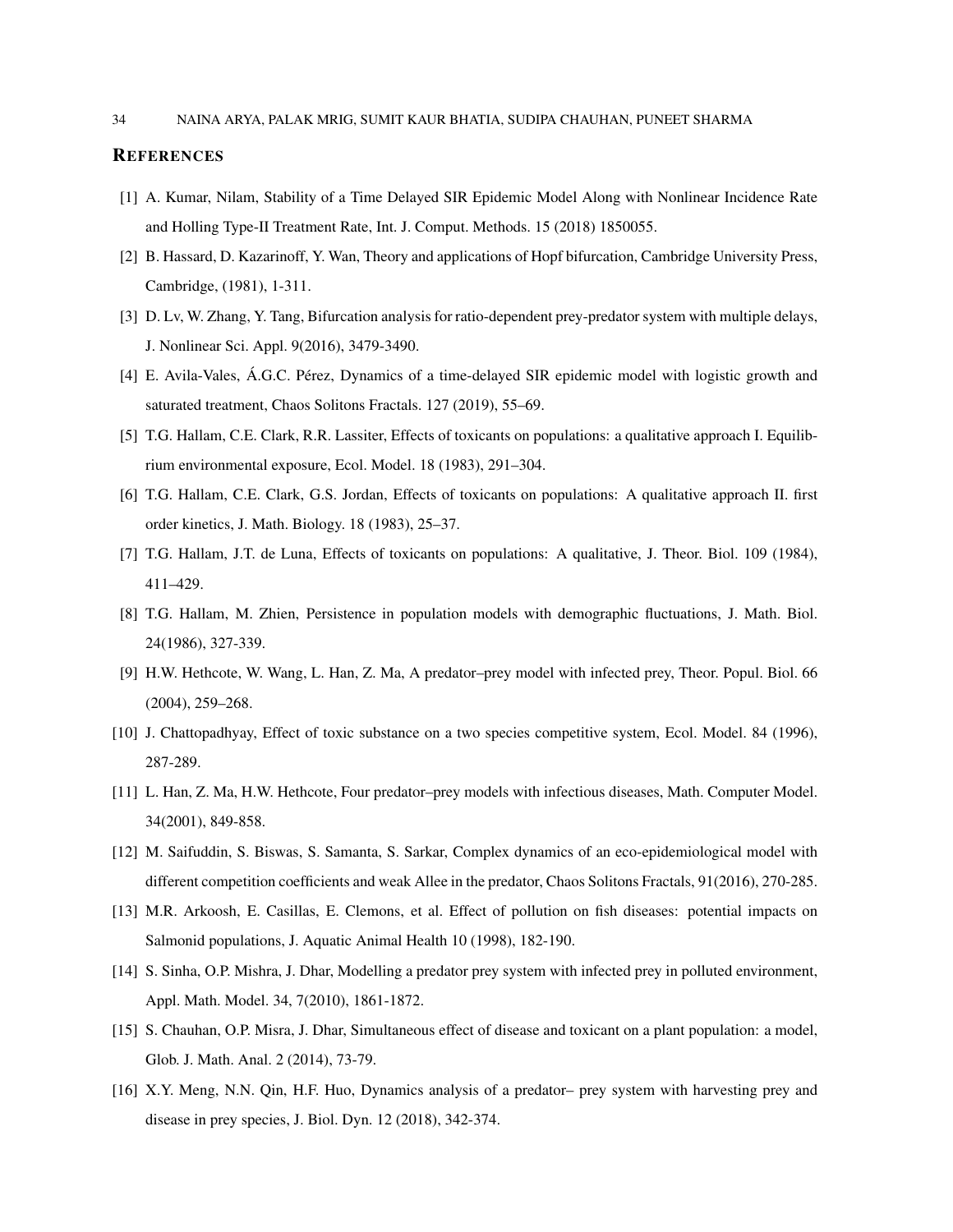## REFERENCES

[1] A. Kumar, Nilam, Stability of a Time Delayed SIR Epidemic Model Along with Nonlinear Incidence Rate and Holling Type-II Treatment Rate, Int. J. Comput. Methods. 15 (2018) 1850055.

[2] B. Hassard, D. Kazarinoff, Y. Wan, Theory and applications of Hopf bifurcation, Cambridge University Press, Cambridge, (1981), 1-311.

[3] D. Lv, W. Zhang, Y. Tang, Bifurcation analysis for ratio-dependent prey-predator system with multiple delays, J. Nonlinear Sci. Appl. 9(2016), 3479-3490.

[4] E. Avila-Vales, Á.G.C. Pérez, Dynamics of a time-delayed SIR epidemic model with logistic growth and saturated treatment, Chaos Solitons Fractals. 127 (2019), 55–69.

[5] T.G. Hallam, C.E. Clark, R.R. Lassiter, Effects of toxicants on populations: a qualitative approach I. Equilibrium environmental exposure, Ecol. Model. 18 (1983), 291–304.

[6] T.G. Hallam, C.E. Clark, G.S. Jordan, Effects of toxicants on populations: A qualitative approach II. first order kinetics, J. Math. Biology. 18 (1983), 25–37.

[7] T.G. Hallam, J.T. de Luna, Effects of toxicants on populations: A qualitative, J. Theor. Biol. 109 (1984), 411–429.

[8] T.G. Hallam, M. Zhien, Persistence in population models with demographic fluctuations, J. Math. Biol. 24(1986), 327-339.

[9] H.W. Hethcote, W. Wang, L. Han, Z. Ma, A predator–prey model with infected prey, Theor. Popul. Biol. 66 (2004), 259–268.

[10] J. Chattopadhyay, Effect of toxic substance on a two species competitive system, Ecol. Model. 84 (1996), 287-289.

[11] L. Han, Z. Ma, H.W. Hethcote, Four predator–prey models with infectious diseases, Math. Computer Model. 34(2001), 849-858.

[12] M. Saifuddin, S. Biswas, S. Samanta, S. Sarkar, Complex dynamics of an eco-epidemiological model with different competition coefficients and weak Allee in the predator, Chaos Solitons Fractals, 91(2016), 270-285.

[13] M.R. Arkoosh, E. Casillas, E. Clemons, et al. Effect of pollution on fish diseases: potential impacts on Salmonid populations, J. Aquatic Animal Health 10 (1998), 182-190.

[14] S. Sinha, O.P. Mishra, J. Dhar, Modelling a predator prey system with infected prey in polluted environment, Appl. Math. Model. 34, 7(2010), 1861-1872.

[15] S. Chauhan, O.P. Misra, J. Dhar, Simultaneous effect of disease and toxicant on a plant population: a model, Glob. J. Math. Anal. 2 (2014), 73-79.

[16] X.Y. Meng, N.N. Qin, H.F. Huo, Dynamics analysis of a predator– prey system with harvesting prey and disease in prey species, J. Biol. Dyn. 12 (2018), 342-374.